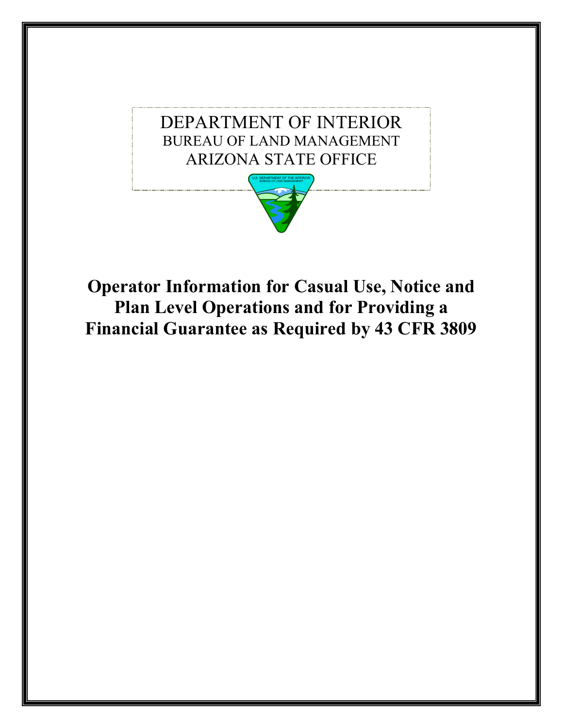DEPARTMENT OF INTERIOR
BUREAU OF LAND MANAGEMENT
ARIZONA STATE OFFICE

# Operator Information for Casual Use, Notice and Plan Level Operations and for Providing a Financial Guarantee as Required by 43 CFR 3809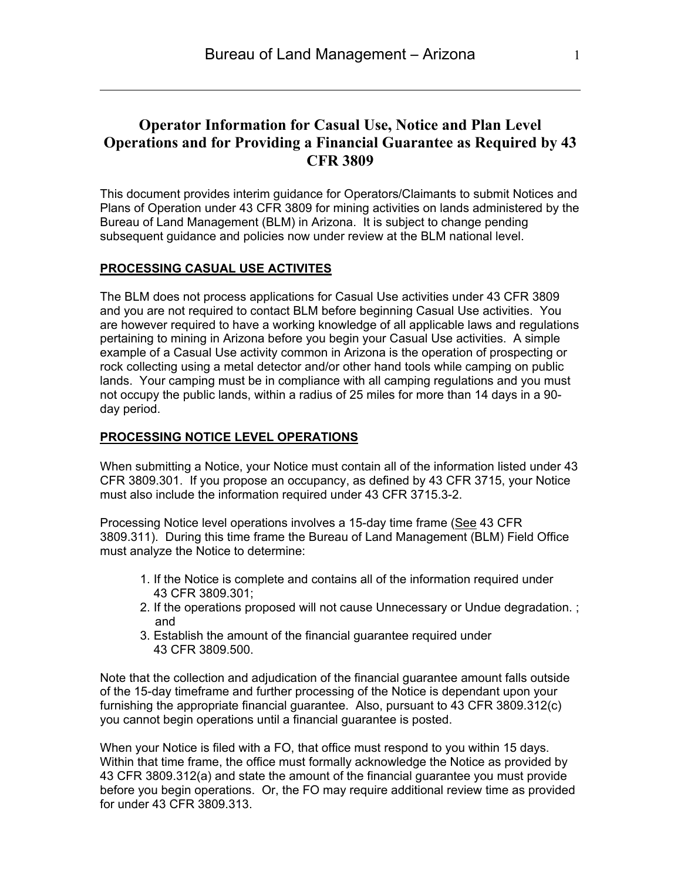# Operator Information for Casual Use, Notice and Plan Level Operations and for Providing a Financial Guarantee as Required by 43 CFR 3809

This document provides interim guidance for Operators/Claimants to submit Notices and Plans of Operation under 43 CFR 3809 for mining activities on lands administered by the Bureau of Land Management (BLM) in Arizona. It is subject to change pending subsequent guidance and policies now under review at the BLM national level.

## PROCESSING CASUAL USE ACTIVITES

The BLM does not process applications for Casual Use activities under 43 CFR 3809 and you are not required to contact BLM before beginning Casual Use activities. You are however required to have a working knowledge of all applicable laws and regulations pertaining to mining in Arizona before you begin your Casual Use activities. A simple example of a Casual Use activity common in Arizona is the operation of prospecting or rock collecting using a metal detector and/or other hand tools while camping on public lands. Your camping must be in compliance with all camping regulations and you must not occupy the public lands, within a radius of 25 miles for more than 14 days in a 90-day period.

## PROCESSING NOTICE LEVEL OPERATIONS

When submitting a Notice, your Notice must contain all of the information listed under 43 CFR 3809.301. If you propose an occupancy, as defined by 43 CFR 3715, your Notice must also include the information required under 43 CFR 3715.3-2.

Processing Notice level operations involves a 15-day time frame (See 43 CFR 3809.311). During this time frame the Bureau of Land Management (BLM) Field Office must analyze the Notice to determine:

1. If the Notice is complete and contains all of the information required under 43 CFR 3809.301;
2. If the operations proposed will not cause Unnecessary or Undue degradation. ; and
3. Establish the amount of the financial guarantee required under 43 CFR 3809.500.

Note that the collection and adjudication of the financial guarantee amount falls outside of the 15-day timeframe and further processing of the Notice is dependant upon your furnishing the appropriate financial guarantee. Also, pursuant to 43 CFR 3809.312(c) you cannot begin operations until a financial guarantee is posted.

When your Notice is filed with a FO, that office must respond to you within 15 days. Within that time frame, the office must formally acknowledge the Notice as provided by 43 CFR 3809.312(a) and state the amount of the financial guarantee you must provide before you begin operations. Or, the FO may require additional review time as provided for under 43 CFR 3809.313.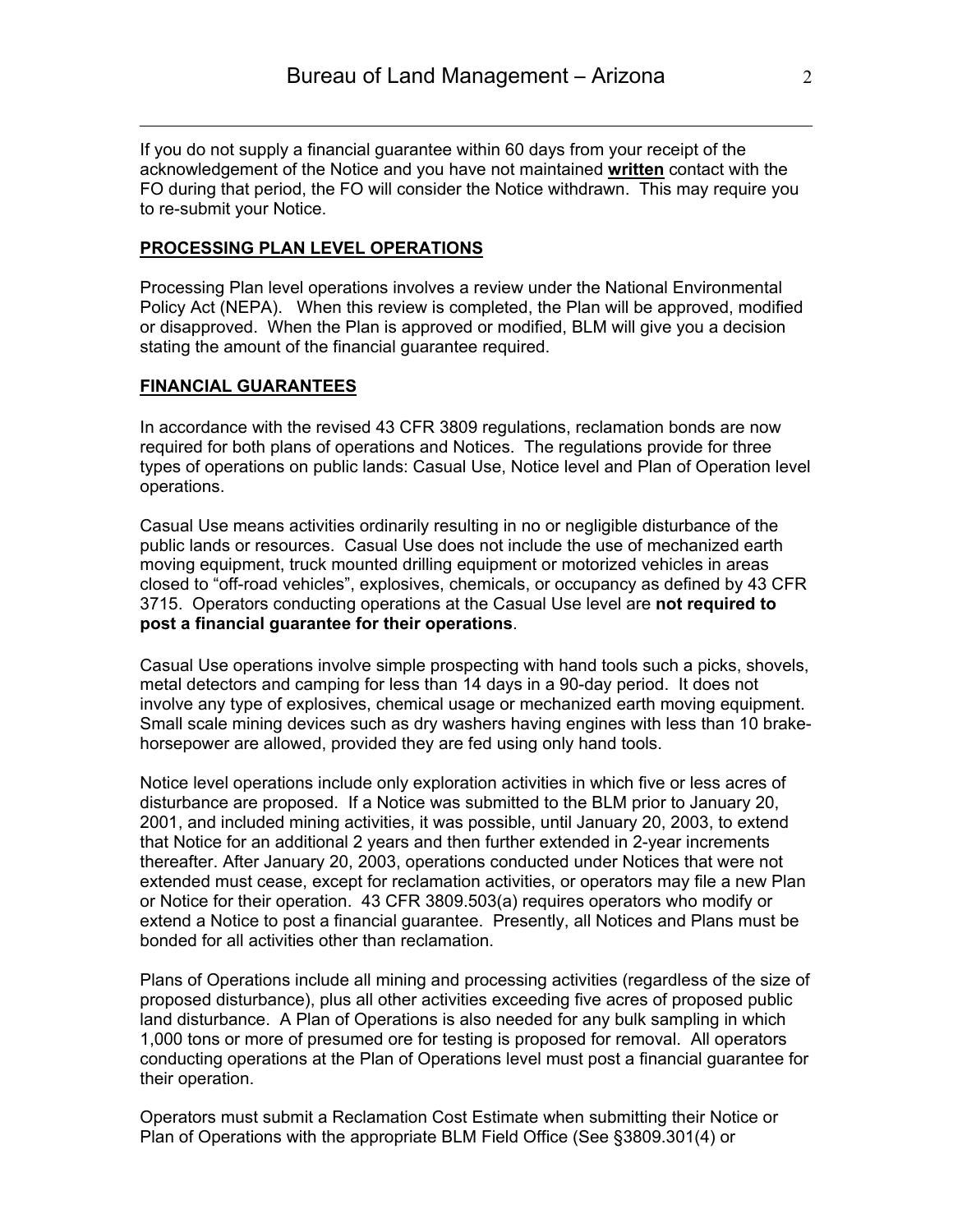If you do not supply a financial guarantee within 60 days from your receipt of the acknowledgement of the Notice and you have not maintained **written** contact with the FO during that period, the FO will consider the Notice withdrawn. This may require you to re-submit your Notice.

## PROCESSING PLAN LEVEL OPERATIONS

Processing Plan level operations involves a review under the National Environmental Policy Act (NEPA). When this review is completed, the Plan will be approved, modified or disapproved. When the Plan is approved or modified, BLM will give you a decision stating the amount of the financial guarantee required.

## FINANCIAL GUARANTEES

In accordance with the revised 43 CFR 3809 regulations, reclamation bonds are now required for both plans of operations and Notices. The regulations provide for three types of operations on public lands: Casual Use, Notice level and Plan of Operation level operations.

Casual Use means activities ordinarily resulting in no or negligible disturbance of the public lands or resources. Casual Use does not include the use of mechanized earth moving equipment, truck mounted drilling equipment or motorized vehicles in areas closed to "off-road vehicles", explosives, chemicals, or occupancy as defined by 43 CFR 3715. Operators conducting operations at the Casual Use level are **not required to post a financial guarantee for their operations**.

Casual Use operations involve simple prospecting with hand tools such a picks, shovels, metal detectors and camping for less than 14 days in a 90-day period. It does not involve any type of explosives, chemical usage or mechanized earth moving equipment. Small scale mining devices such as dry washers having engines with less than 10 brake-horsepower are allowed, provided they are fed using only hand tools.

Notice level operations include only exploration activities in which five or less acres of disturbance are proposed. If a Notice was submitted to the BLM prior to January 20, 2001, and included mining activities, it was possible, until January 20, 2003, to extend that Notice for an additional 2 years and then further extended in 2-year increments thereafter. After January 20, 2003, operations conducted under Notices that were not extended must cease, except for reclamation activities, or operators may file a new Plan or Notice for their operation. 43 CFR 3809.503(a) requires operators who modify or extend a Notice to post a financial guarantee. Presently, all Notices and Plans must be bonded for all activities other than reclamation.

Plans of Operations include all mining and processing activities (regardless of the size of proposed disturbance), plus all other activities exceeding five acres of proposed public land disturbance. A Plan of Operations is also needed for any bulk sampling in which 1,000 tons or more of presumed ore for testing is proposed for removal. All operators conducting operations at the Plan of Operations level must post a financial guarantee for their operation.

Operators must submit a Reclamation Cost Estimate when submitting their Notice or Plan of Operations with the appropriate BLM Field Office (See §3809.301(4) or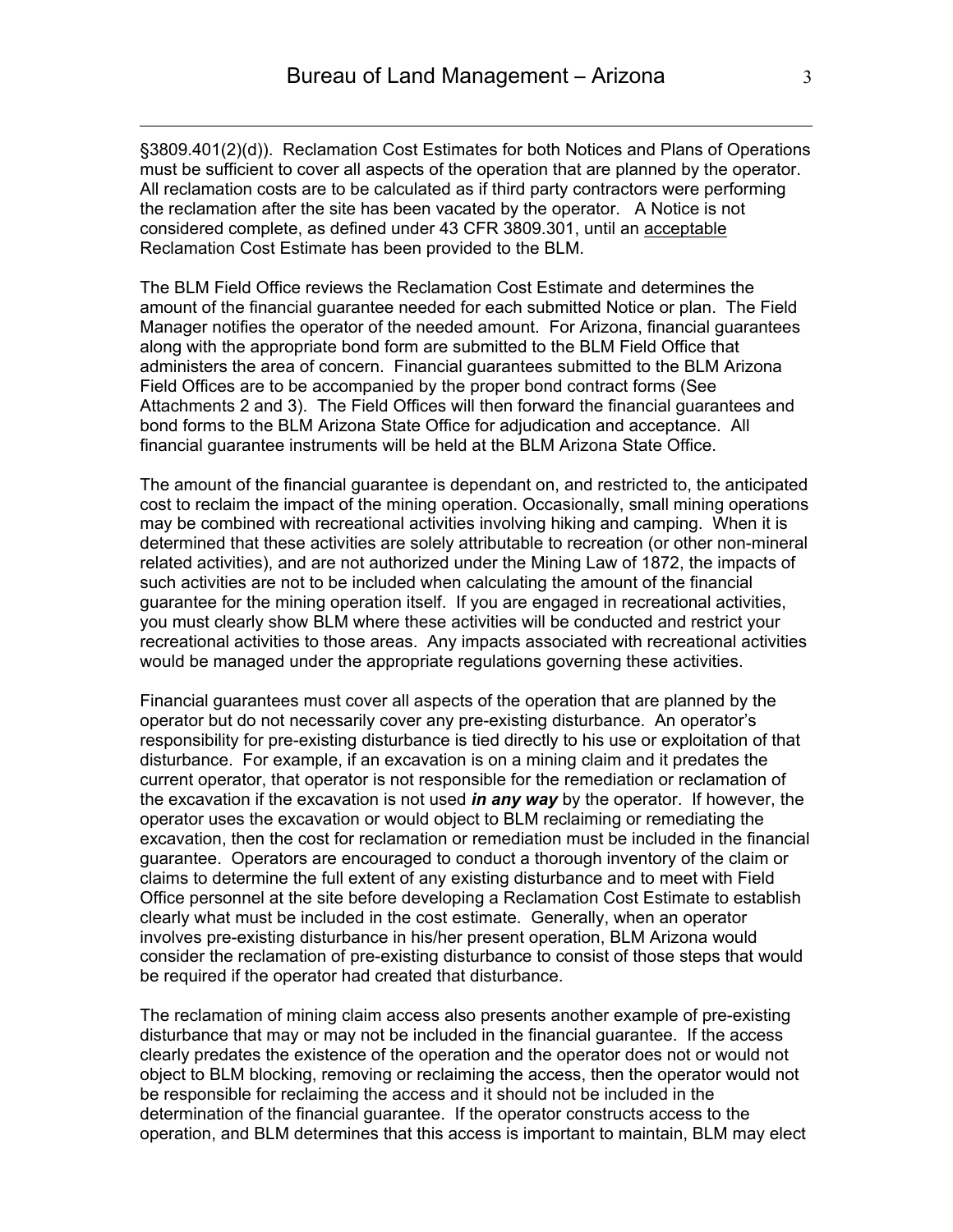§3809.401(2)(d)). Reclamation Cost Estimates for both Notices and Plans of Operations must be sufficient to cover all aspects of the operation that are planned by the operator. All reclamation costs are to be calculated as if third party contractors were performing the reclamation after the site has been vacated by the operator. A Notice is not considered complete, as defined under 43 CFR 3809.301, until an <u>acceptable</u> Reclamation Cost Estimate has been provided to the BLM.

The BLM Field Office reviews the Reclamation Cost Estimate and determines the amount of the financial guarantee needed for each submitted Notice or plan. The Field Manager notifies the operator of the needed amount. For Arizona, financial guarantees along with the appropriate bond form are submitted to the BLM Field Office that administers the area of concern. Financial guarantees submitted to the BLM Arizona Field Offices are to be accompanied by the proper bond contract forms (See Attachments 2 and 3). The Field Offices will then forward the financial guarantees and bond forms to the BLM Arizona State Office for adjudication and acceptance. All financial guarantee instruments will be held at the BLM Arizona State Office.

The amount of the financial guarantee is dependant on, and restricted to, the anticipated cost to reclaim the impact of the mining operation. Occasionally, small mining operations may be combined with recreational activities involving hiking and camping. When it is determined that these activities are solely attributable to recreation (or other non-mineral related activities), and are not authorized under the Mining Law of 1872, the impacts of such activities are not to be included when calculating the amount of the financial guarantee for the mining operation itself. If you are engaged in recreational activities, you must clearly show BLM where these activities will be conducted and restrict your recreational activities to those areas. Any impacts associated with recreational activities would be managed under the appropriate regulations governing these activities.

Financial guarantees must cover all aspects of the operation that are planned by the operator but do not necessarily cover any pre-existing disturbance. An operator's responsibility for pre-existing disturbance is tied directly to his use or exploitation of that disturbance. For example, if an excavation is on a mining claim and it predates the current operator, that operator is not responsible for the remediation or reclamation of the excavation if the excavation is not used ***in any way*** by the operator. If however, the operator uses the excavation or would object to BLM reclaiming or remediating the excavation, then the cost for reclamation or remediation must be included in the financial guarantee. Operators are encouraged to conduct a thorough inventory of the claim or claims to determine the full extent of any existing disturbance and to meet with Field Office personnel at the site before developing a Reclamation Cost Estimate to establish clearly what must be included in the cost estimate. Generally, when an operator involves pre-existing disturbance in his/her present operation, BLM Arizona would consider the reclamation of pre-existing disturbance to consist of those steps that would be required if the operator had created that disturbance.

The reclamation of mining claim access also presents another example of pre-existing disturbance that may or may not be included in the financial guarantee. If the access clearly predates the existence of the operation and the operator does not or would not object to BLM blocking, removing or reclaiming the access, then the operator would not be responsible for reclaiming the access and it should not be included in the determination of the financial guarantee. If the operator constructs access to the operation, and BLM determines that this access is important to maintain, BLM may elect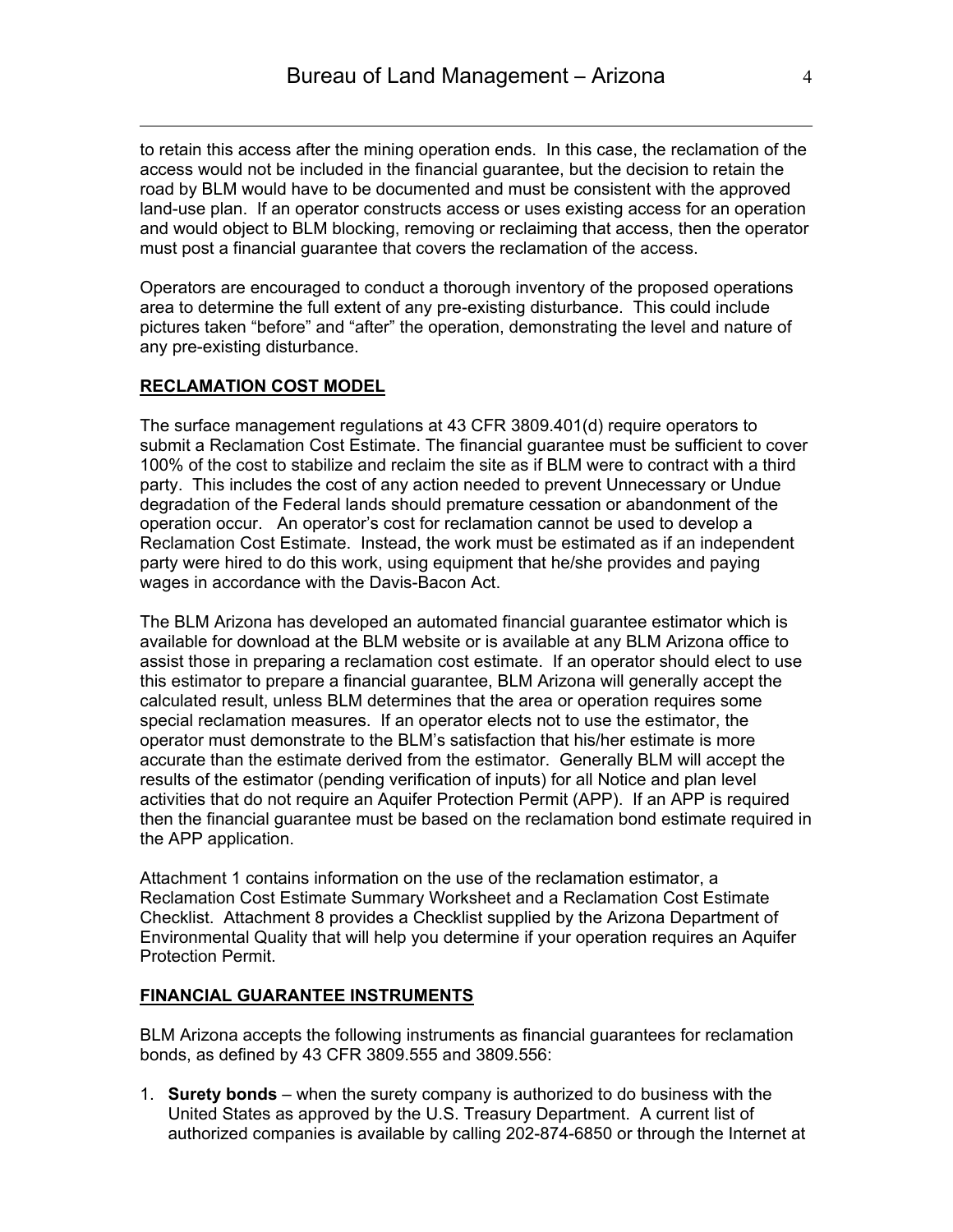to retain this access after the mining operation ends. In this case, the reclamation of the access would not be included in the financial guarantee, but the decision to retain the road by BLM would have to be documented and must be consistent with the approved land-use plan. If an operator constructs access or uses existing access for an operation and would object to BLM blocking, removing or reclaiming that access, then the operator must post a financial guarantee that covers the reclamation of the access.

Operators are encouraged to conduct a thorough inventory of the proposed operations area to determine the full extent of any pre-existing disturbance. This could include pictures taken "before" and "after" the operation, demonstrating the level and nature of any pre-existing disturbance.

## RECLAMATION COST MODEL

The surface management regulations at 43 CFR 3809.401(d) require operators to submit a Reclamation Cost Estimate. The financial guarantee must be sufficient to cover 100% of the cost to stabilize and reclaim the site as if BLM were to contract with a third party. This includes the cost of any action needed to prevent Unnecessary or Undue degradation of the Federal lands should premature cessation or abandonment of the operation occur. An operator's cost for reclamation cannot be used to develop a Reclamation Cost Estimate. Instead, the work must be estimated as if an independent party were hired to do this work, using equipment that he/she provides and paying wages in accordance with the Davis-Bacon Act.

The BLM Arizona has developed an automated financial guarantee estimator which is available for download at the BLM website or is available at any BLM Arizona office to assist those in preparing a reclamation cost estimate. If an operator should elect to use this estimator to prepare a financial guarantee, BLM Arizona will generally accept the calculated result, unless BLM determines that the area or operation requires some special reclamation measures. If an operator elects not to use the estimator, the operator must demonstrate to the BLM's satisfaction that his/her estimate is more accurate than the estimate derived from the estimator. Generally BLM will accept the results of the estimator (pending verification of inputs) for all Notice and plan level activities that do not require an Aquifer Protection Permit (APP). If an APP is required then the financial guarantee must be based on the reclamation bond estimate required in the APP application.

Attachment 1 contains information on the use of the reclamation estimator, a Reclamation Cost Estimate Summary Worksheet and a Reclamation Cost Estimate Checklist. Attachment 8 provides a Checklist supplied by the Arizona Department of Environmental Quality that will help you determine if your operation requires an Aquifer Protection Permit.

## FINANCIAL GUARANTEE INSTRUMENTS

BLM Arizona accepts the following instruments as financial guarantees for reclamation bonds, as defined by 43 CFR 3809.555 and 3809.556:

1. **Surety bonds** – when the surety company is authorized to do business with the United States as approved by the U.S. Treasury Department. A current list of authorized companies is available by calling 202-874-6850 or through the Internet at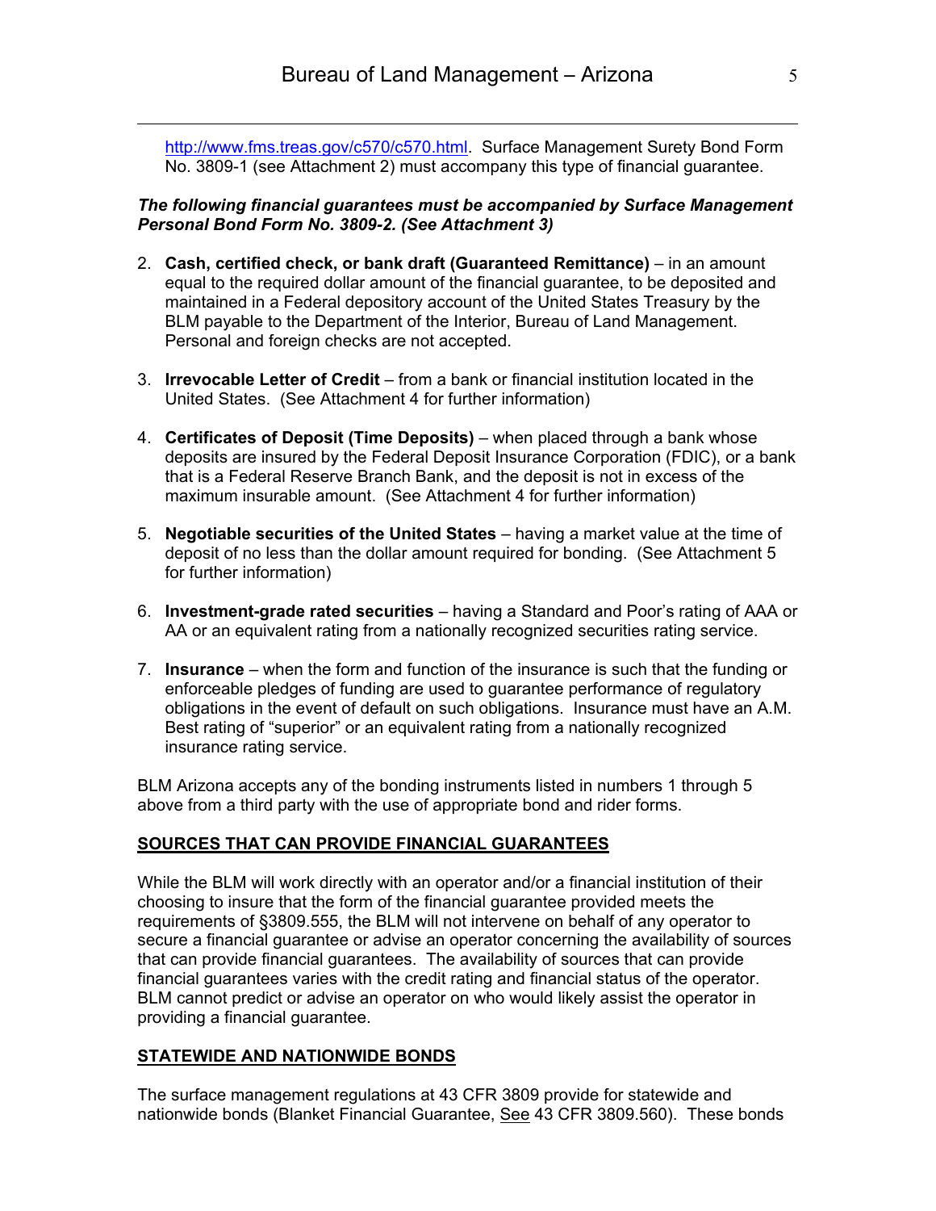http://www.fms.treas.gov/c570/c570.html. Surface Management Surety Bond Form No. 3809-1 (see Attachment 2) must accompany this type of financial guarantee.

***The following financial guarantees must be accompanied by Surface Management Personal Bond Form No. 3809-2. (See Attachment 3)***

2. **Cash, certified check, or bank draft (Guaranteed Remittance)** – in an amount equal to the required dollar amount of the financial guarantee, to be deposited and maintained in a Federal depository account of the United States Treasury by the BLM payable to the Department of the Interior, Bureau of Land Management. Personal and foreign checks are not accepted.

3. **Irrevocable Letter of Credit** – from a bank or financial institution located in the United States. (See Attachment 4 for further information)

4. **Certificates of Deposit (Time Deposits)** – when placed through a bank whose deposits are insured by the Federal Deposit Insurance Corporation (FDIC), or a bank that is a Federal Reserve Branch Bank, and the deposit is not in excess of the maximum insurable amount. (See Attachment 4 for further information)

5. **Negotiable securities of the United States** – having a market value at the time of deposit of no less than the dollar amount required for bonding. (See Attachment 5 for further information)

6. **Investment-grade rated securities** – having a Standard and Poor's rating of AAA or AA or an equivalent rating from a nationally recognized securities rating service.

7. **Insurance** – when the form and function of the insurance is such that the funding or enforceable pledges of funding are used to guarantee performance of regulatory obligations in the event of default on such obligations. Insurance must have an A.M. Best rating of "superior" or an equivalent rating from a nationally recognized insurance rating service.

BLM Arizona accepts any of the bonding instruments listed in numbers 1 through 5 above from a third party with the use of appropriate bond and rider forms.

## SOURCES THAT CAN PROVIDE FINANCIAL GUARANTEES

While the BLM will work directly with an operator and/or a financial institution of their choosing to insure that the form of the financial guarantee provided meets the requirements of §3809.555, the BLM will not intervene on behalf of any operator to secure a financial guarantee or advise an operator concerning the availability of sources that can provide financial guarantees. The availability of sources that can provide financial guarantees varies with the credit rating and financial status of the operator. BLM cannot predict or advise an operator on who would likely assist the operator in providing a financial guarantee.

## STATEWIDE AND NATIONWIDE BONDS

The surface management regulations at 43 CFR 3809 provide for statewide and nationwide bonds (Blanket Financial Guarantee, See 43 CFR 3809.560). These bonds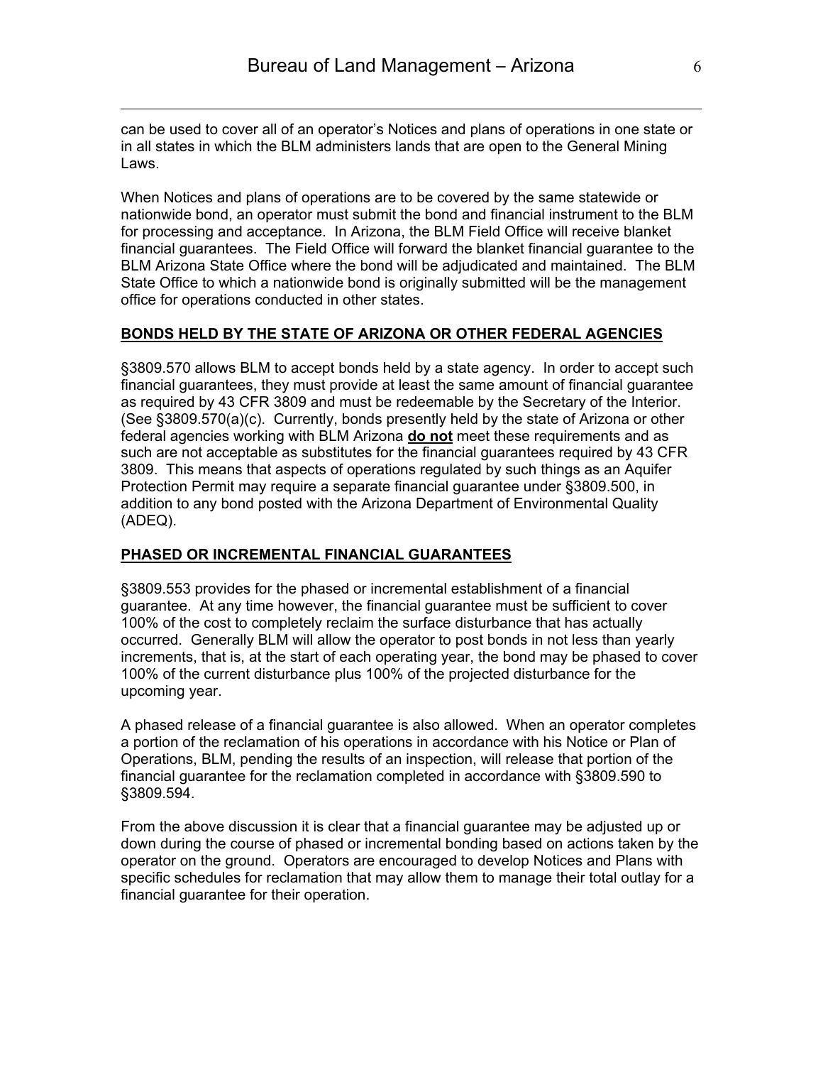can be used to cover all of an operator's Notices and plans of operations in one state or in all states in which the BLM administers lands that are open to the General Mining Laws.

When Notices and plans of operations are to be covered by the same statewide or nationwide bond, an operator must submit the bond and financial instrument to the BLM for processing and acceptance. In Arizona, the BLM Field Office will receive blanket financial guarantees. The Field Office will forward the blanket financial guarantee to the BLM Arizona State Office where the bond will be adjudicated and maintained. The BLM State Office to which a nationwide bond is originally submitted will be the management office for operations conducted in other states.

## BONDS HELD BY THE STATE OF ARIZONA OR OTHER FEDERAL AGENCIES

§3809.570 allows BLM to accept bonds held by a state agency. In order to accept such financial guarantees, they must provide at least the same amount of financial guarantee as required by 43 CFR 3809 and must be redeemable by the Secretary of the Interior. (See §3809.570(a)(c). Currently, bonds presently held by the state of Arizona or other federal agencies working with BLM Arizona **do not** meet these requirements and as such are not acceptable as substitutes for the financial guarantees required by 43 CFR 3809. This means that aspects of operations regulated by such things as an Aquifer Protection Permit may require a separate financial guarantee under §3809.500, in addition to any bond posted with the Arizona Department of Environmental Quality (ADEQ).

## PHASED OR INCREMENTAL FINANCIAL GUARANTEES

§3809.553 provides for the phased or incremental establishment of a financial guarantee. At any time however, the financial guarantee must be sufficient to cover 100% of the cost to completely reclaim the surface disturbance that has actually occurred. Generally BLM will allow the operator to post bonds in not less than yearly increments, that is, at the start of each operating year, the bond may be phased to cover 100% of the current disturbance plus 100% of the projected disturbance for the upcoming year.

A phased release of a financial guarantee is also allowed. When an operator completes a portion of the reclamation of his operations in accordance with his Notice or Plan of Operations, BLM, pending the results of an inspection, will release that portion of the financial guarantee for the reclamation completed in accordance with §3809.590 to §3809.594.

From the above discussion it is clear that a financial guarantee may be adjusted up or down during the course of phased or incremental bonding based on actions taken by the operator on the ground. Operators are encouraged to develop Notices and Plans with specific schedules for reclamation that may allow them to manage their total outlay for a financial guarantee for their operation.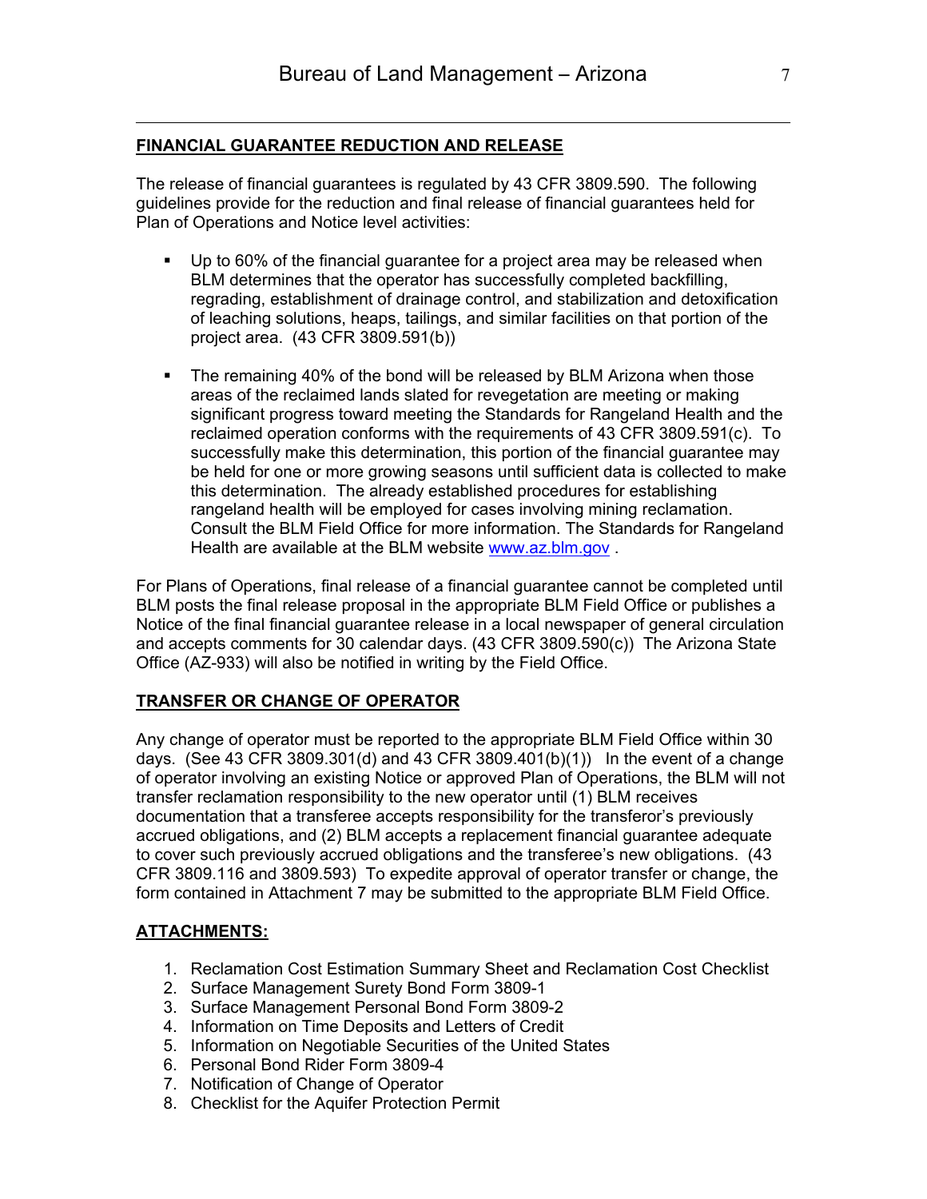## FINANCIAL GUARANTEE REDUCTION AND RELEASE

The release of financial guarantees is regulated by 43 CFR 3809.590. The following guidelines provide for the reduction and final release of financial guarantees held for Plan of Operations and Notice level activities:

- Up to 60% of the financial guarantee for a project area may be released when BLM determines that the operator has successfully completed backfilling, regrading, establishment of drainage control, and stabilization and detoxification of leaching solutions, heaps, tailings, and similar facilities on that portion of the project area. (43 CFR 3809.591(b))

- The remaining 40% of the bond will be released by BLM Arizona when those areas of the reclaimed lands slated for revegetation are meeting or making significant progress toward meeting the Standards for Rangeland Health and the reclaimed operation conforms with the requirements of 43 CFR 3809.591(c). To successfully make this determination, this portion of the financial guarantee may be held for one or more growing seasons until sufficient data is collected to make this determination. The already established procedures for establishing rangeland health will be employed for cases involving mining reclamation. Consult the BLM Field Office for more information. The Standards for Rangeland Health are available at the BLM website www.az.blm.gov .

For Plans of Operations, final release of a financial guarantee cannot be completed until BLM posts the final release proposal in the appropriate BLM Field Office or publishes a Notice of the final financial guarantee release in a local newspaper of general circulation and accepts comments for 30 calendar days. (43 CFR 3809.590(c)) The Arizona State Office (AZ-933) will also be notified in writing by the Field Office.

## TRANSFER OR CHANGE OF OPERATOR

Any change of operator must be reported to the appropriate BLM Field Office within 30 days. (See 43 CFR 3809.301(d) and 43 CFR 3809.401(b)(1)) In the event of a change of operator involving an existing Notice or approved Plan of Operations, the BLM will not transfer reclamation responsibility to the new operator until (1) BLM receives documentation that a transferee accepts responsibility for the transferor's previously accrued obligations, and (2) BLM accepts a replacement financial guarantee adequate to cover such previously accrued obligations and the transferee's new obligations. (43 CFR 3809.116 and 3809.593) To expedite approval of operator transfer or change, the form contained in Attachment 7 may be submitted to the appropriate BLM Field Office.

## ATTACHMENTS:

1. Reclamation Cost Estimation Summary Sheet and Reclamation Cost Checklist
2. Surface Management Surety Bond Form 3809-1
3. Surface Management Personal Bond Form 3809-2
4. Information on Time Deposits and Letters of Credit
5. Information on Negotiable Securities of the United States
6. Personal Bond Rider Form 3809-4
7. Notification of Change of Operator
8. Checklist for the Aquifer Protection Permit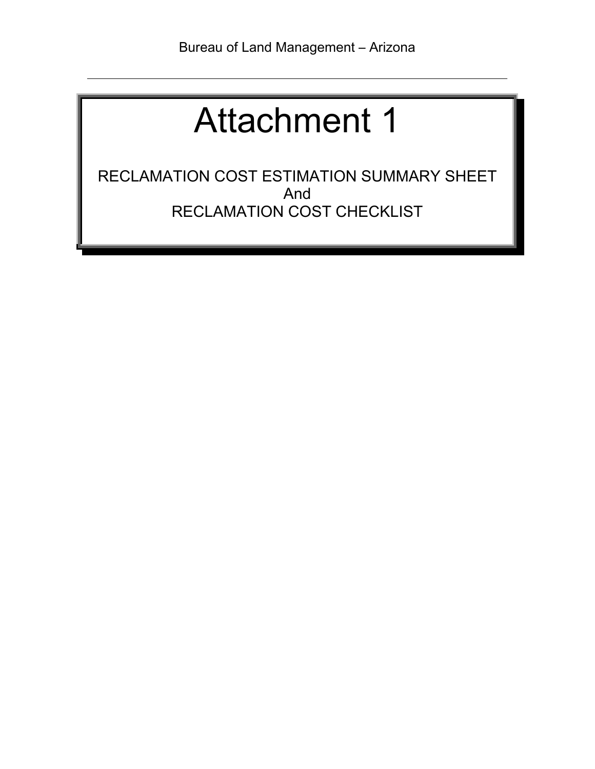# Attachment 1

RECLAMATION COST ESTIMATION SUMMARY SHEET
And
RECLAMATION COST CHECKLIST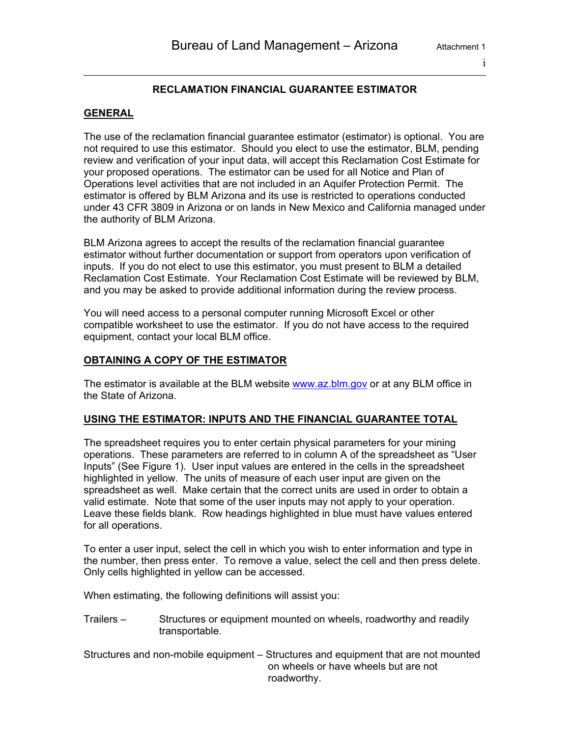## RECLAMATION FINANCIAL GUARANTEE ESTIMATOR

### GENERAL

The use of the reclamation financial guarantee estimator (estimator) is optional. You are not required to use this estimator. Should you elect to use the estimator, BLM, pending review and verification of your input data, will accept this Reclamation Cost Estimate for your proposed operations. The estimator can be used for all Notice and Plan of Operations level activities that are not included in an Aquifer Protection Permit. The estimator is offered by BLM Arizona and its use is restricted to operations conducted under 43 CFR 3809 in Arizona or on lands in New Mexico and California managed under the authority of BLM Arizona.

BLM Arizona agrees to accept the results of the reclamation financial guarantee estimator without further documentation or support from operators upon verification of inputs. If you do not elect to use this estimator, you must present to BLM a detailed Reclamation Cost Estimate. Your Reclamation Cost Estimate will be reviewed by BLM, and you may be asked to provide additional information during the review process.

You will need access to a personal computer running Microsoft Excel or other compatible worksheet to use the estimator. If you do not have access to the required equipment, contact your local BLM office.

### OBTAINING A COPY OF THE ESTIMATOR

The estimator is available at the BLM website www.az.blm.gov or at any BLM office in the State of Arizona.

### USING THE ESTIMATOR: INPUTS AND THE FINANCIAL GUARANTEE TOTAL

The spreadsheet requires you to enter certain physical parameters for your mining operations. These parameters are referred to in column A of the spreadsheet as "User Inputs" (See Figure 1). User input values are entered in the cells in the spreadsheet highlighted in yellow. The units of measure of each user input are given on the spreadsheet as well. Make certain that the correct units are used in order to obtain a valid estimate. Note that some of the user inputs may not apply to your operation. Leave these fields blank. Row headings highlighted in blue must have values entered for all operations.

To enter a user input, select the cell in which you wish to enter information and type in the number, then press enter. To remove a value, select the cell and then press delete. Only cells highlighted in yellow can be accessed.

When estimating, the following definitions will assist you:

Trailers – Structures or equipment mounted on wheels, roadworthy and readily transportable.

Structures and non-mobile equipment – Structures and equipment that are not mounted on wheels or have wheels but are not roadworthy.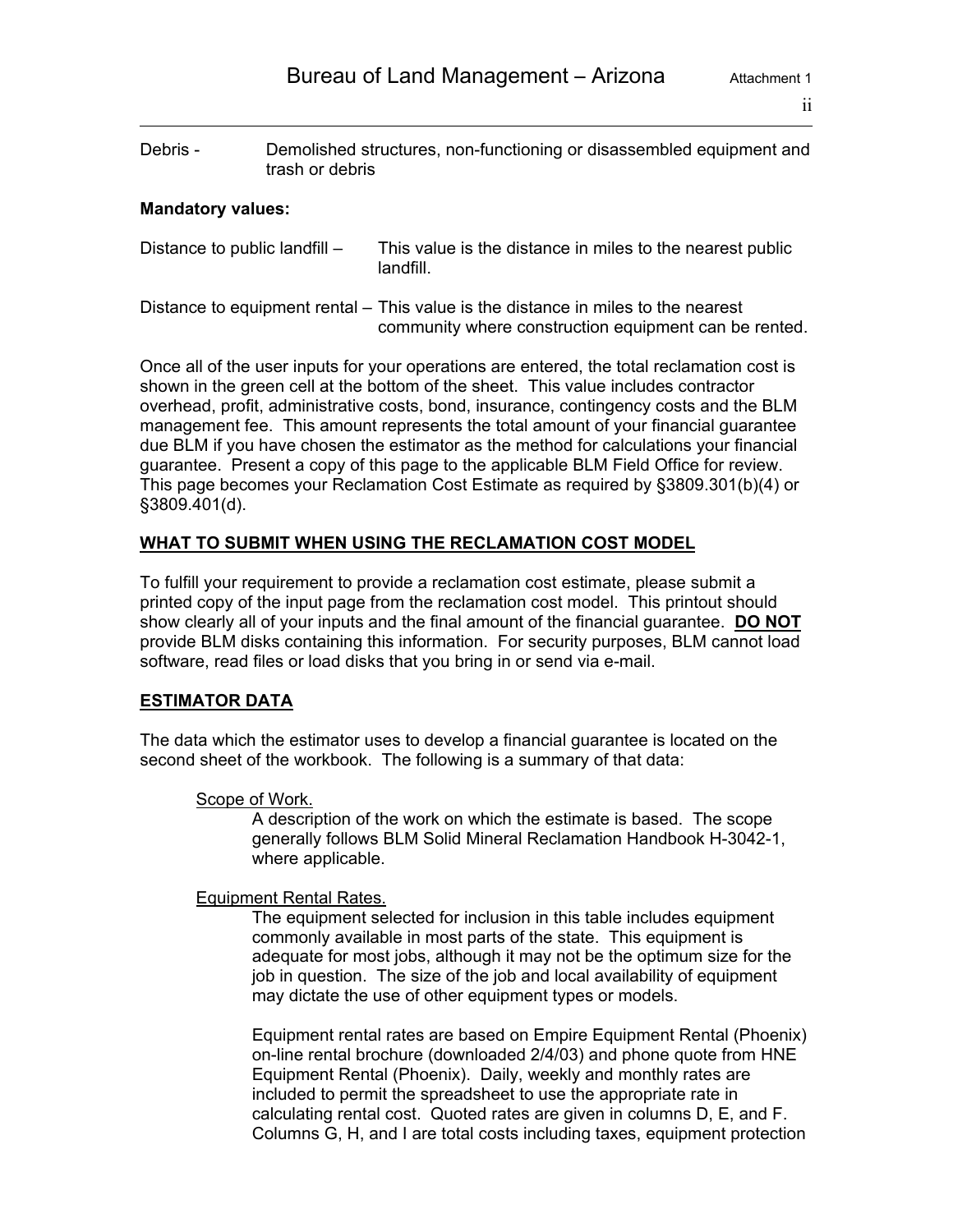Debris - Demolished structures, non-functioning or disassembled equipment and trash or debris

**Mandatory values:**

Distance to public landfill – This value is the distance in miles to the nearest public landfill.

Distance to equipment rental – This value is the distance in miles to the nearest community where construction equipment can be rented.

Once all of the user inputs for your operations are entered, the total reclamation cost is shown in the green cell at the bottom of the sheet. This value includes contractor overhead, profit, administrative costs, bond, insurance, contingency costs and the BLM management fee. This amount represents the total amount of your financial guarantee due BLM if you have chosen the estimator as the method for calculations your financial guarantee. Present a copy of this page to the applicable BLM Field Office for review. This page becomes your Reclamation Cost Estimate as required by §3809.301(b)(4) or §3809.401(d).

## WHAT TO SUBMIT WHEN USING THE RECLAMATION COST MODEL

To fulfill your requirement to provide a reclamation cost estimate, please submit a printed copy of the input page from the reclamation cost model. This printout should show clearly all of your inputs and the final amount of the financial guarantee. **DO NOT** provide BLM disks containing this information. For security purposes, BLM cannot load software, read files or load disks that you bring in or send via e-mail.

## ESTIMATOR DATA

The data which the estimator uses to develop a financial guarantee is located on the second sheet of the workbook. The following is a summary of that data:

Scope of Work.

A description of the work on which the estimate is based. The scope generally follows BLM Solid Mineral Reclamation Handbook H-3042-1, where applicable.

Equipment Rental Rates.

The equipment selected for inclusion in this table includes equipment commonly available in most parts of the state. This equipment is adequate for most jobs, although it may not be the optimum size for the job in question. The size of the job and local availability of equipment may dictate the use of other equipment types or models.

Equipment rental rates are based on Empire Equipment Rental (Phoenix) on-line rental brochure (downloaded 2/4/03) and phone quote from HNE Equipment Rental (Phoenix). Daily, weekly and monthly rates are included to permit the spreadsheet to use the appropriate rate in calculating rental cost. Quoted rates are given in columns D, E, and F. Columns G, H, and I are total costs including taxes, equipment protection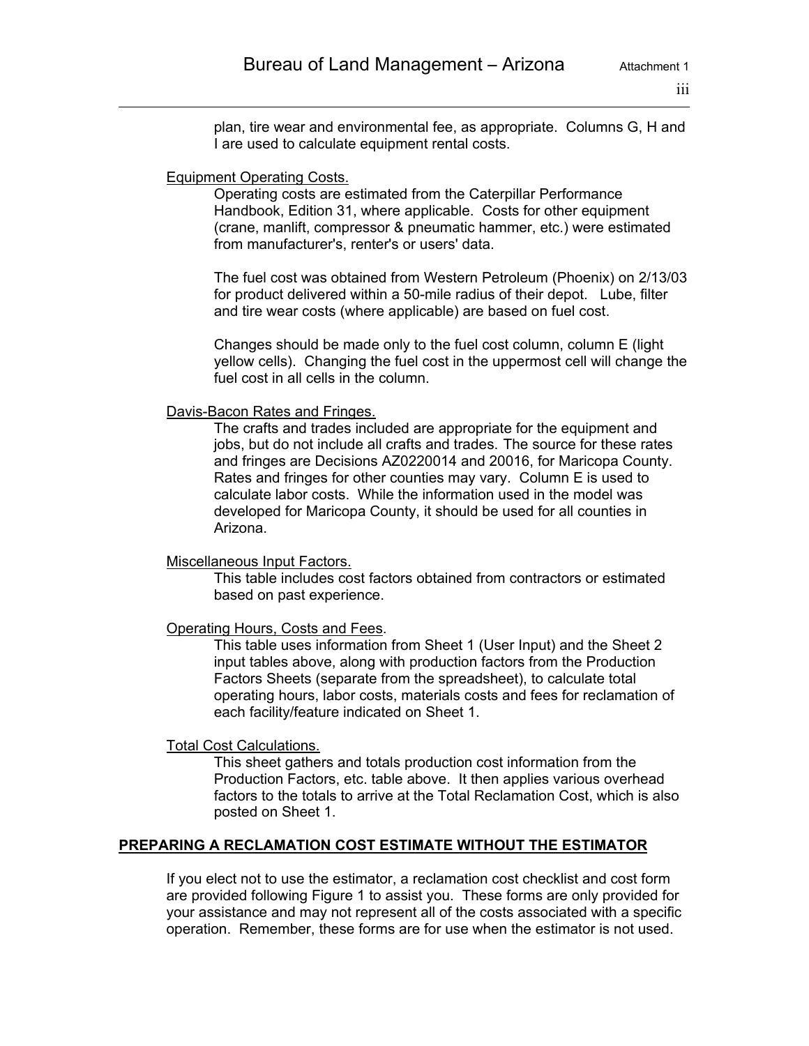plan, tire wear and environmental fee, as appropriate. Columns G, H and I are used to calculate equipment rental costs.

Equipment Operating Costs.

Operating costs are estimated from the Caterpillar Performance Handbook, Edition 31, where applicable. Costs for other equipment (crane, manlift, compressor & pneumatic hammer, etc.) were estimated from manufacturer's, renter's or users' data.

The fuel cost was obtained from Western Petroleum (Phoenix) on 2/13/03 for product delivered within a 50-mile radius of their depot. Lube, filter and tire wear costs (where applicable) are based on fuel cost.

Changes should be made only to the fuel cost column, column E (light yellow cells). Changing the fuel cost in the uppermost cell will change the fuel cost in all cells in the column.

Davis-Bacon Rates and Fringes.

The crafts and trades included are appropriate for the equipment and jobs, but do not include all crafts and trades. The source for these rates and fringes are Decisions AZ0220014 and 20016, for Maricopa County. Rates and fringes for other counties may vary. Column E is used to calculate labor costs. While the information used in the model was developed for Maricopa County, it should be used for all counties in Arizona.

Miscellaneous Input Factors.

This table includes cost factors obtained from contractors or estimated based on past experience.

Operating Hours, Costs and Fees.

This table uses information from Sheet 1 (User Input) and the Sheet 2 input tables above, along with production factors from the Production Factors Sheets (separate from the spreadsheet), to calculate total operating hours, labor costs, materials costs and fees for reclamation of each facility/feature indicated on Sheet 1.

Total Cost Calculations.

This sheet gathers and totals production cost information from the Production Factors, etc. table above. It then applies various overhead factors to the totals to arrive at the Total Reclamation Cost, which is also posted on Sheet 1.

## PREPARING A RECLAMATION COST ESTIMATE WITHOUT THE ESTIMATOR

If you elect not to use the estimator, a reclamation cost checklist and cost form are provided following Figure 1 to assist you. These forms are only provided for your assistance and may not represent all of the costs associated with a specific operation. Remember, these forms are for use when the estimator is not used.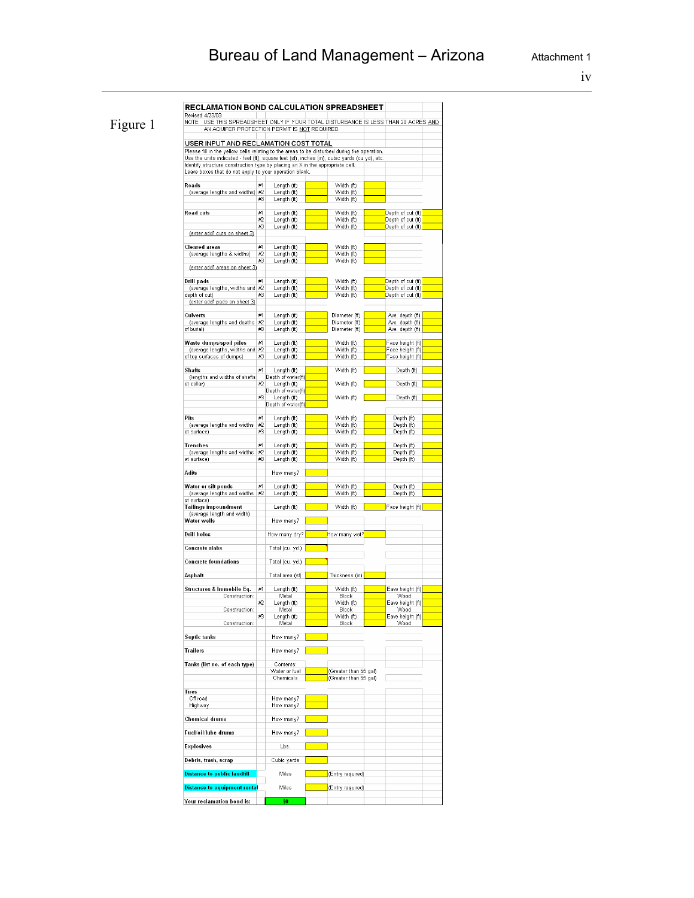Figure 1

**RECLAMATION BOND CALCULATION SPREADSHEET**

Revised 4/23/03

NOTE: USE THIS SPREADSHEET ONLY IF YOUR TOTAL DISTURBANCE IS LESS THAN 20 ACRES AND AN AQUIFER PROTECTION PERMIT IS NOT REQUIRED.

**USER INPUT AND RECLAMATION COST TOTAL**

Please fill in the yellow cells relating to the areas to be disturbed during the operation.
Use the units indicated - feet (ft), square feet (sf), inches (in), cubic yards (cu yd), etc.
Identify structure construction type by placing an X in the appropriate cell.
Leave boxes that do not apply to your operation blank.

| Item | # | | | | | | |
|---|---|---|---|---|---|---|---|
| **Roads** | #1 | Length (ft) | | Width (ft) | | | |
| (average lengths and widths) | #2 | Length (ft) | | Width (ft) | | | |
| | #3 | Length (ft) | | Width (ft) | | | |
| **Road cuts** | #1 | Length (ft) | | Width (ft) | | Depth of cut (ft) | |
| | #2 | Length (ft) | | Width (ft) | | Depth of cut (ft) | |
| | #3 | Length (ft) | | Width (ft) | | Depth of cut (ft) | |
| (enter add'l cuts on sheet 3) | | | | | | | |
| **Cleared areas** | #1 | Length (ft) | | Width (ft) | | | |
| (average lengths & widths) | #2 | Length (ft) | | Width (ft) | | | |
| | #3 | Length (ft) | | Width (ft) | | | |
| (enter add'l areas on sheet 3) | | | | | | | |
| **Drill pads** | #1 | Length (ft) | | Width (ft) | | Depth of cut (ft) | |
| (average lengths, widths and | #2 | Length (ft) | | Width (ft) | | Depth of cut (ft) | |
| depth of cut) | #3 | Length (ft) | | Width (ft) | | Depth of cut (ft) | |
| (enter add'l pads on sheet 3) | | | | | | | |
| **Culverts** | #1 | Length (ft) | | Diameter (ft) | | Ave. depth (ft) | |
| (average lengths and depths | #2 | Length (ft) | | Diameter (ft) | | Ave. depth (ft) | |
| of burial) | #3 | Length (ft) | | Diameter (ft) | | Ave. depth (ft) | |
| **Waste dumps/spoil piles** | #1 | Length (ft) | | Width (ft) | | Face height (ft) | |
| (average lengths, widths and | #2 | Length (ft) | | Width (ft) | | Face height (ft) | |
| of top surfaces of dumps) | #3 | Length (ft) | | Width (ft) | | Face height (ft) | |
| **Shafts** | #1 | Length (ft) | | Width (ft) | | Depth (ft) | |
| (lengths and widths of shafts | | Depth of water(ft) | | | | | |
| at collar) | #2 | Length (ft) | | Width (ft) | | Depth (ft) | |
| | | Depth of water(ft) | | | | | |
| | #3 | Length (ft) | | Width (ft) | | Depth (ft) | |
| | | Depth of water(ft) | | | | | |
| **Pits** | #1 | Length (ft) | | Width (ft) | | Depth (ft) | |
| (average lengths and widths | #2 | Length (ft) | | Width (ft) | | Depth (ft) | |
| at surface) | #3 | Length (ft) | | Width (ft) | | Depth (ft) | |
| **Trenches** | #1 | Length (ft) | | Width (ft) | | Depth (ft) | |
| (average lengths and widths | #2 | Length (ft) | | Width (ft) | | Depth (ft) | |
| at surface) | #3 | Length (ft) | | Width (ft) | | Depth (ft) | |
| **Adits** | | How many? | | | | | |
| **Water or silt ponds** | #1 | Length (ft) | | Width (ft) | | Depth (ft) | |
| (average lengths and widths | #2 | Length (ft) | | Width (ft) | | Depth (ft) | |
| at surface) | | | | | | | |
| **Tailings impoundment** | | Length (ft) | | Width (ft) | | Face height (ft) | |
| (average length and width) | | | | | | | |
| **Water wells** | | How many? | | | | | |
| **Drill holes** | | How many dry? | | How many wet? | | | |
| **Concrete slabs** | | Total (cu. yd.) | | | | | |
| **Concrete foundations** | | Total (cu. yd.) | | | | | |
| **Asphalt** | | Total area (sf) | | Thickness (in) | | | |
| **Structures & Immobile Eq.** | #1 | Length (ft) | | Width (ft) | | Eave height (ft) | |
| Construction: | | Metal | | Block | | Wood | |
| | #2 | Length (ft) | | Width (ft) | | Eave height (ft) | |
| Construction: | | Metal | | Block | | Wood | |
| | #3 | Length (ft) | | Width (ft) | | Eave height (ft) | |
| Construction: | | Metal | | Block | | Wood | |
| **Septic tanks** | | How many? | | | | | |
| **Trailers** | | How many? | | | | | |
| **Tanks (list no. of each type)** | | Contents: | | | | | |
| | | Water or fuel | | (Greater than 55 gal) | | | |
| | | Chemicals | | (Greater than 55 gal) | | | |
| **Tires** | | | | | | | |
| Off road | | How many? | | | | | |
| Highway | | How many? | | | | | |
| **Chemical drums** | | How many? | | | | | |
| **Fuel/oil/lube drums** | | How many? | | | | | |
| **Explosives** | | Lbs. | | | | | |
| **Debris, trash, scrap** | | Cubic yards | | | | | |
| **Distance to public landfill** | | Miles | | (Entry required) | | | |
| **Distance to equipment rental** | | Miles | | (Entry required) | | | |
| **Your reclamation bond is:** | | $0 | | | | | |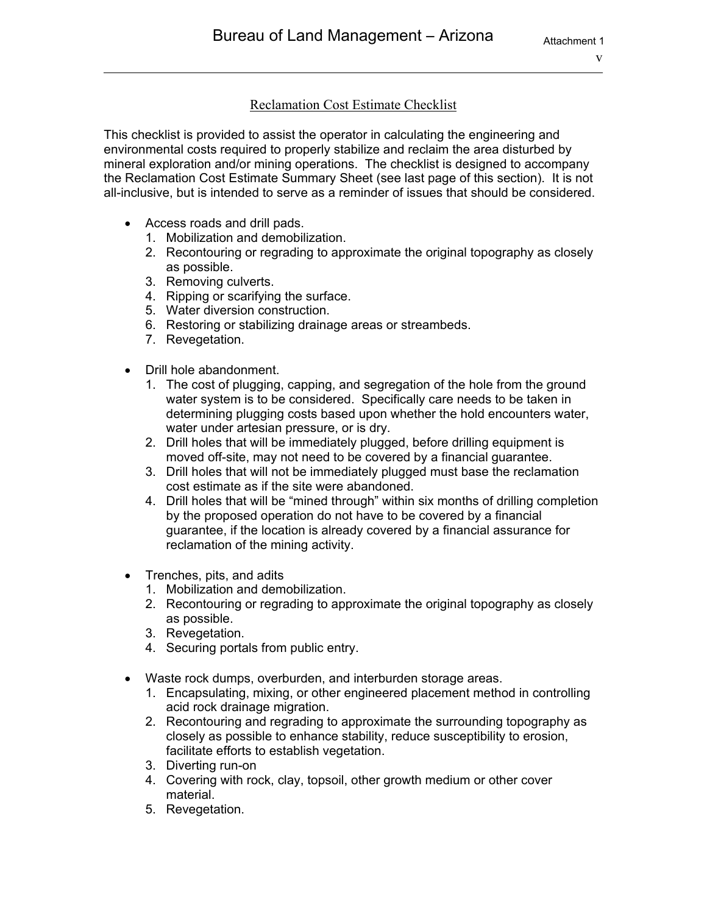## Reclamation Cost Estimate Checklist

This checklist is provided to assist the operator in calculating the engineering and environmental costs required to properly stabilize and reclaim the area disturbed by mineral exploration and/or mining operations. The checklist is designed to accompany the Reclamation Cost Estimate Summary Sheet (see last page of this section). It is not all-inclusive, but is intended to serve as a reminder of issues that should be considered.

- Access roads and drill pads.
  1. Mobilization and demobilization.
  2. Recontouring or regrading to approximate the original topography as closely as possible.
  3. Removing culverts.
  4. Ripping or scarifying the surface.
  5. Water diversion construction.
  6. Restoring or stabilizing drainage areas or streambeds.
  7. Revegetation.

- Drill hole abandonment.
  1. The cost of plugging, capping, and segregation of the hole from the ground water system is to be considered. Specifically care needs to be taken in determining plugging costs based upon whether the hold encounters water, water under artesian pressure, or is dry.
  2. Drill holes that will be immediately plugged, before drilling equipment is moved off-site, may not need to be covered by a financial guarantee.
  3. Drill holes that will not be immediately plugged must base the reclamation cost estimate as if the site were abandoned.
  4. Drill holes that will be "mined through" within six months of drilling completion by the proposed operation do not have to be covered by a financial guarantee, if the location is already covered by a financial assurance for reclamation of the mining activity.

- Trenches, pits, and adits
  1. Mobilization and demobilization.
  2. Recontouring or regrading to approximate the original topography as closely as possible.
  3. Revegetation.
  4. Securing portals from public entry.

- Waste rock dumps, overburden, and interburden storage areas.
  1. Encapsulating, mixing, or other engineered placement method in controlling acid rock drainage migration.
  2. Recontouring and regrading to approximate the surrounding topography as closely as possible to enhance stability, reduce susceptibility to erosion, facilitate efforts to establish vegetation.
  3. Diverting run-on
  4. Covering with rock, clay, topsoil, other growth medium or other cover material.
  5. Revegetation.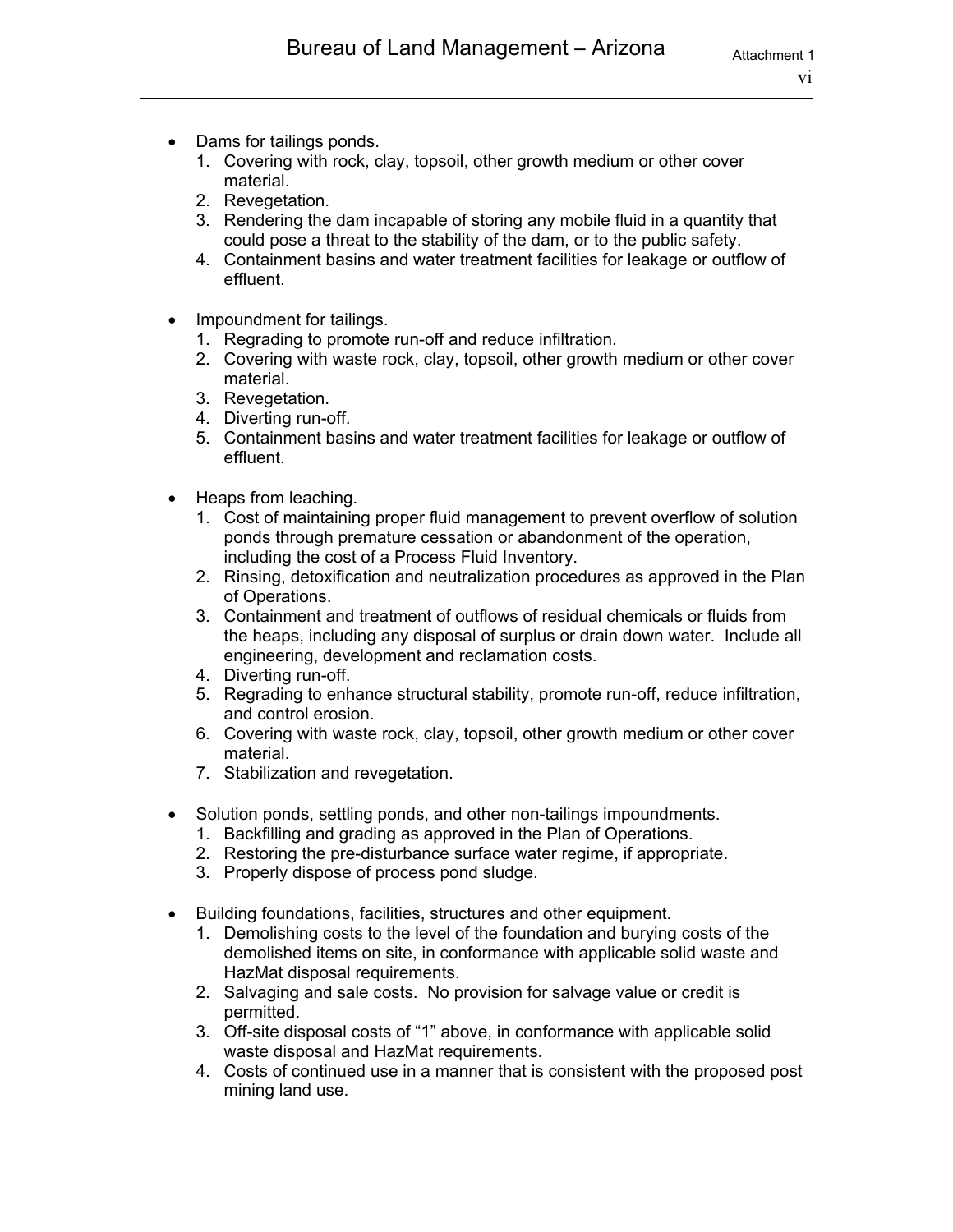- Dams for tailings ponds.
  1. Covering with rock, clay, topsoil, other growth medium or other cover material.
  2. Revegetation.
  3. Rendering the dam incapable of storing any mobile fluid in a quantity that could pose a threat to the stability of the dam, or to the public safety.
  4. Containment basins and water treatment facilities for leakage or outflow of effluent.

- Impoundment for tailings.
  1. Regrading to promote run-off and reduce infiltration.
  2. Covering with waste rock, clay, topsoil, other growth medium or other cover material.
  3. Revegetation.
  4. Diverting run-off.
  5. Containment basins and water treatment facilities for leakage or outflow of effluent.

- Heaps from leaching.
  1. Cost of maintaining proper fluid management to prevent overflow of solution ponds through premature cessation or abandonment of the operation, including the cost of a Process Fluid Inventory.
  2. Rinsing, detoxification and neutralization procedures as approved in the Plan of Operations.
  3. Containment and treatment of outflows of residual chemicals or fluids from the heaps, including any disposal of surplus or drain down water. Include all engineering, development and reclamation costs.
  4. Diverting run-off.
  5. Regrading to enhance structural stability, promote run-off, reduce infiltration, and control erosion.
  6. Covering with waste rock, clay, topsoil, other growth medium or other cover material.
  7. Stabilization and revegetation.

- Solution ponds, settling ponds, and other non-tailings impoundments.
  1. Backfilling and grading as approved in the Plan of Operations.
  2. Restoring the pre-disturbance surface water regime, if appropriate.
  3. Properly dispose of process pond sludge.

- Building foundations, facilities, structures and other equipment.
  1. Demolishing costs to the level of the foundation and burying costs of the demolished items on site, in conformance with applicable solid waste and HazMat disposal requirements.
  2. Salvaging and sale costs. No provision for salvage value or credit is permitted.
  3. Off-site disposal costs of "1" above, in conformance with applicable solid waste disposal and HazMat requirements.
  4. Costs of continued use in a manner that is consistent with the proposed post mining land use.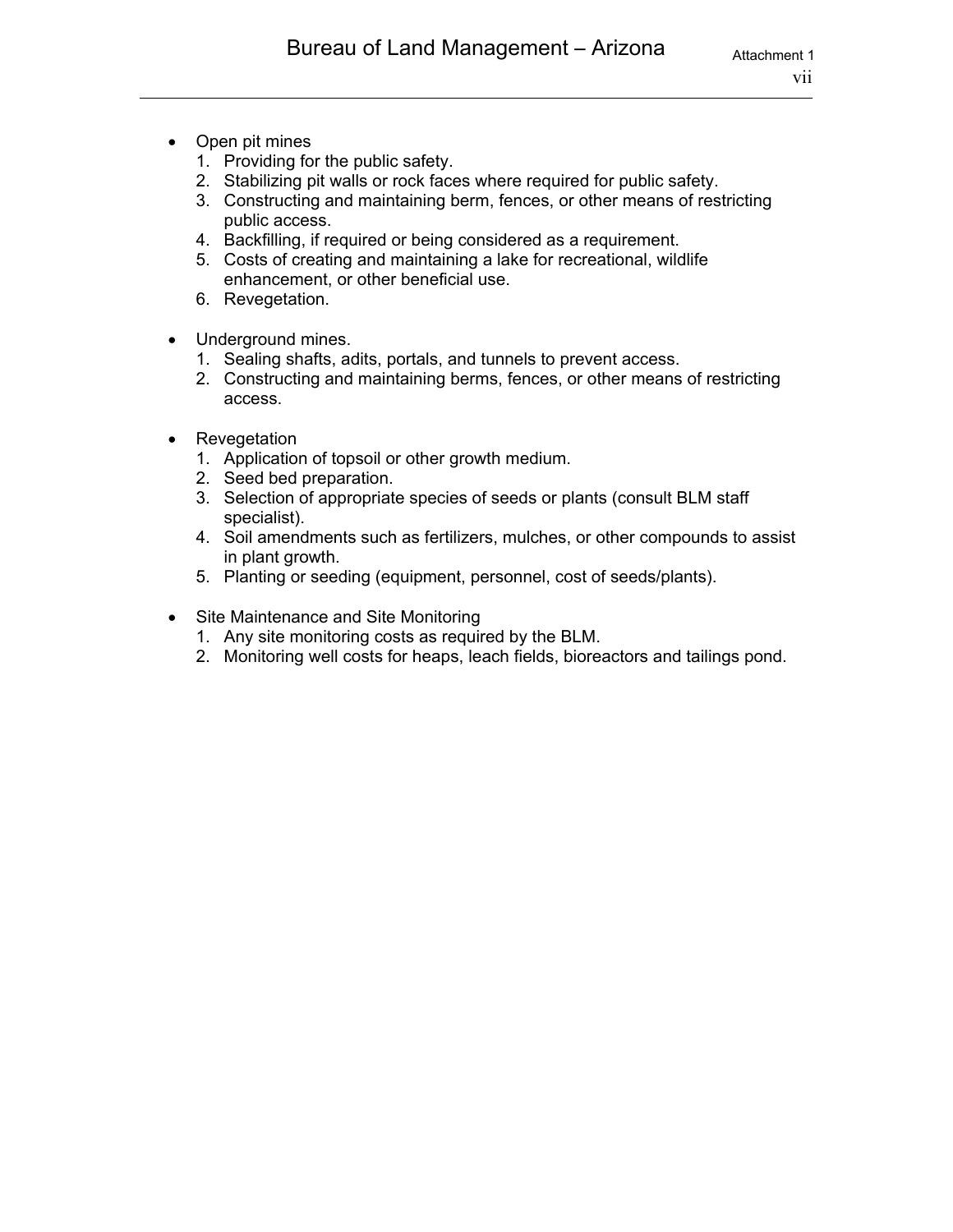- Open pit mines
  1. Providing for the public safety.
  2. Stabilizing pit walls or rock faces where required for public safety.
  3. Constructing and maintaining berm, fences, or other means of restricting public access.
  4. Backfilling, if required or being considered as a requirement.
  5. Costs of creating and maintaining a lake for recreational, wildlife enhancement, or other beneficial use.
  6. Revegetation.

- Underground mines.
  1. Sealing shafts, adits, portals, and tunnels to prevent access.
  2. Constructing and maintaining berms, fences, or other means of restricting access.

- Revegetation
  1. Application of topsoil or other growth medium.
  2. Seed bed preparation.
  3. Selection of appropriate species of seeds or plants (consult BLM staff specialist).
  4. Soil amendments such as fertilizers, mulches, or other compounds to assist in plant growth.
  5. Planting or seeding (equipment, personnel, cost of seeds/plants).

- Site Maintenance and Site Monitoring
  1. Any site monitoring costs as required by the BLM.
  2. Monitoring well costs for heaps, leach fields, bioreactors and tailings pond.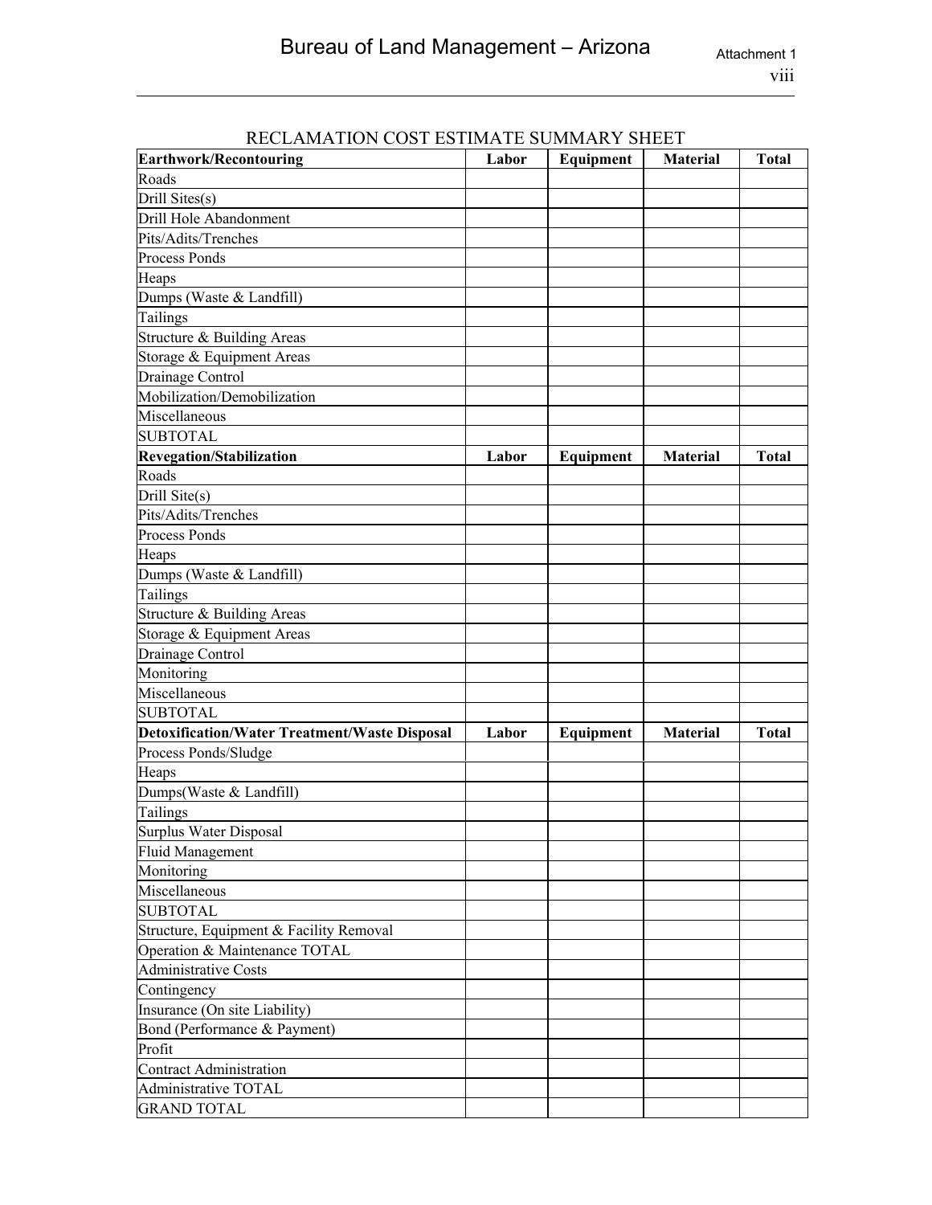## RECLAMATION COST ESTIMATE SUMMARY SHEET

| **Earthwork/Recontouring** | **Labor** | **Equipment** | **Material** | **Total** |
|---|---|---|---|---|
| Roads | | | | |
| Drill Sites(s) | | | | |
| Drill Hole Abandonment | | | | |
| Pits/Adits/Trenches | | | | |
| Process Ponds | | | | |
| Heaps | | | | |
| Dumps (Waste & Landfill) | | | | |
| Tailings | | | | |
| Structure & Building Areas | | | | |
| Storage & Equipment Areas | | | | |
| Drainage Control | | | | |
| Mobilization/Demobilization | | | | |
| Miscellaneous | | | | |
| SUBTOTAL | | | | |
| **Revegation/Stabilization** | **Labor** | **Equipment** | **Material** | **Total** |
| Roads | | | | |
| Drill Site(s) | | | | |
| Pits/Adits/Trenches | | | | |
| Process Ponds | | | | |
| Heaps | | | | |
| Dumps (Waste & Landfill) | | | | |
| Tailings | | | | |
| Structure & Building Areas | | | | |
| Storage & Equipment Areas | | | | |
| Drainage Control | | | | |
| Monitoring | | | | |
| Miscellaneous | | | | |
| SUBTOTAL | | | | |
| **Detoxification/Water Treatment/Waste Disposal** | **Labor** | **Equipment** | **Material** | **Total** |
| Process Ponds/Sludge | | | | |
| Heaps | | | | |
| Dumps(Waste & Landfill) | | | | |
| Tailings | | | | |
| Surplus Water Disposal | | | | |
| Fluid Management | | | | |
| Monitoring | | | | |
| Miscellaneous | | | | |
| SUBTOTAL | | | | |
| Structure, Equipment & Facility Removal | | | | |
| Operation & Maintenance TOTAL | | | | |
| Administrative Costs | | | | |
| Contingency | | | | |
| Insurance (On site Liability) | | | | |
| Bond (Performance & Payment) | | | | |
| Profit | | | | |
| Contract Administration | | | | |
| Administrative TOTAL | | | | |
| GRAND TOTAL | | | | |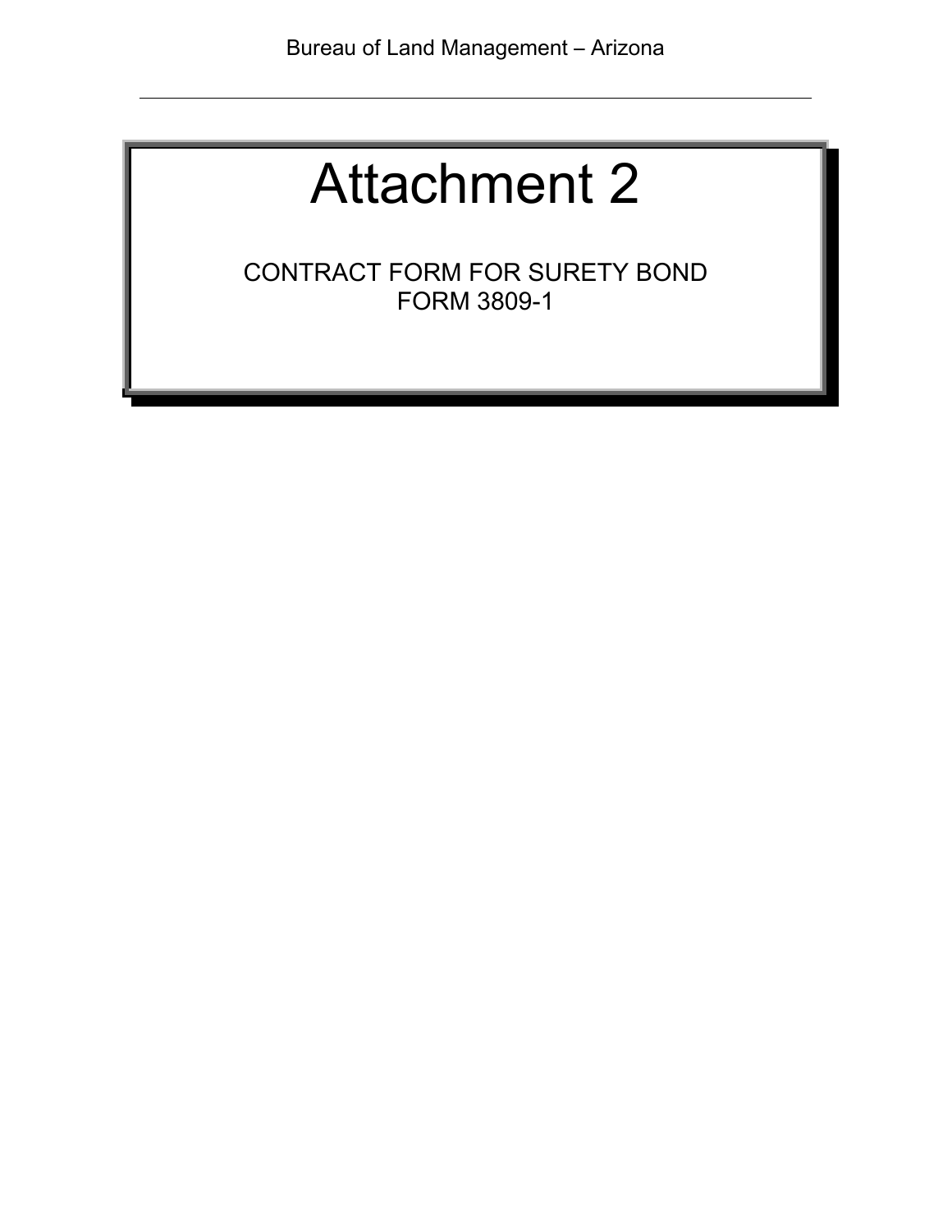# Attachment 2

CONTRACT FORM FOR SURETY BOND
FORM 3809-1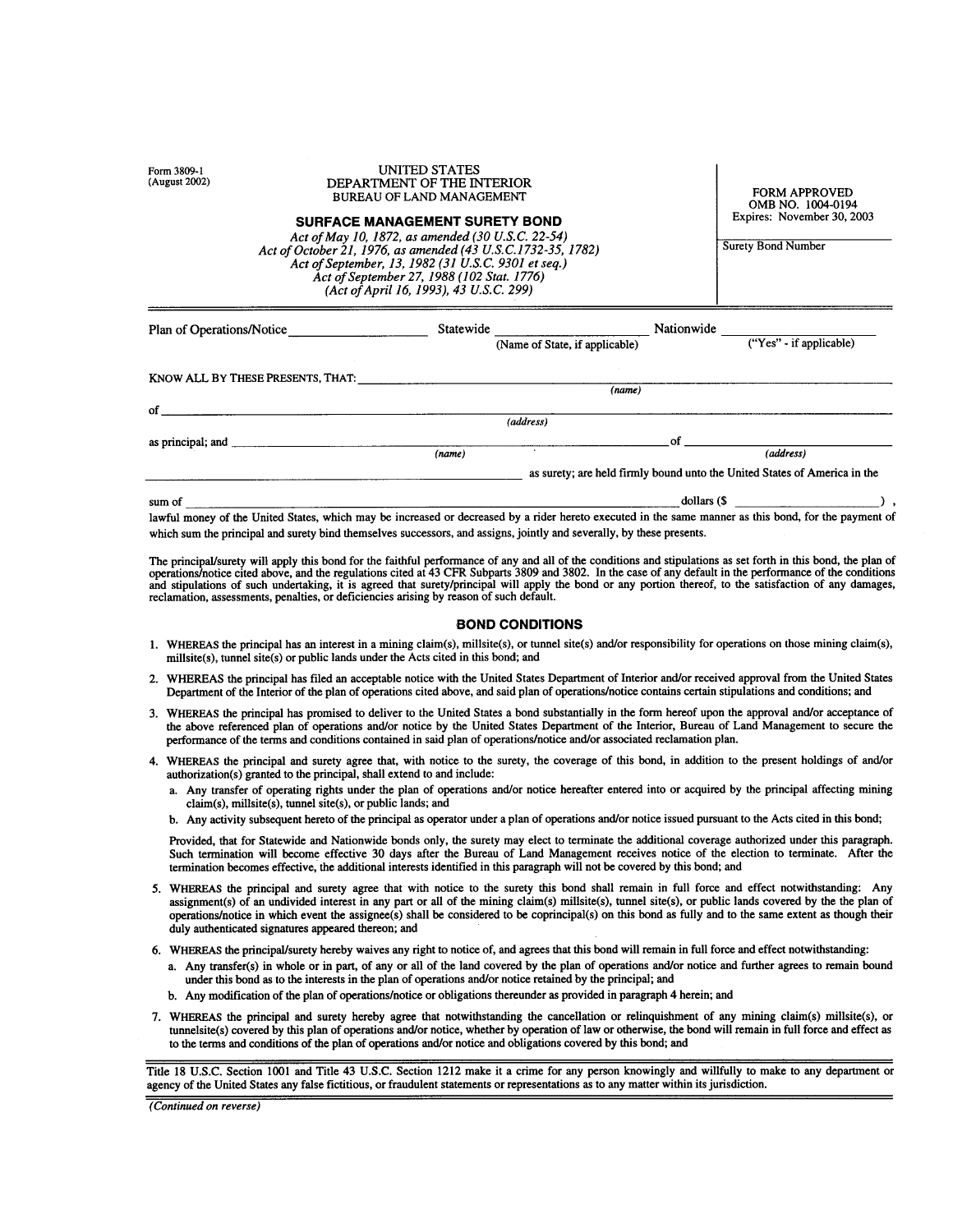Form 3809-1
(August 2002)

UNITED STATES
DEPARTMENT OF THE INTERIOR
BUREAU OF LAND MANAGEMENT

FORM APPROVED
OMB NO. 1004-0194
Expires: November 30, 2003

## SURFACE MANAGEMENT SURETY BOND

*Act of May 10, 1872, as amended (30 U.S.C. 22-54)*
*Act of October 21, 1976, as amended (43 U.S.C.1732-35, 1782)*
*Act of September, 13, 1982 (31 U.S.C. 9301 et seq.)*
*Act of September 27, 1988 (102 Stat. 1776)*
*(Act of April 16, 1993), 43 U.S.C. 299)*

Surety Bond Number

---

Plan of Operations/Notice ____________ Statewide ____________ (Name of State, if applicable) Nationwide ____________ ("Yes" - if applicable)

KNOW ALL BY THESE PRESENTS, THAT: ________________________________ *(name)*

of ________________________________ *(address)*

as principal; and ________________________ *(name)* of ________________________ *(address)*

________________________________ as surety; are held firmly bound unto the United States of America in the

sum of ________________________________ dollars ($ ____________ ),

lawful money of the United States, which may be increased or decreased by a rider hereto executed in the same manner as this bond, for the payment of which sum the principal and surety bind themselves successors, and assigns, jointly and severally, by these presents.

The principal/surety will apply this bond for the faithful performance of any and all of the conditions and stipulations as set forth in this bond, the plan of operations/notice cited above, and the regulations cited at 43 CFR Subparts 3809 and 3802. In the case of any default in the performance of the conditions and stipulations of such undertaking, it is agreed that surety/principal will apply the bond or any portion thereof, to the satisfaction of any damages, reclamation, assessments, penalties, or deficiencies arising by reason of such default.

### BOND CONDITIONS

1. WHEREAS the principal has an interest in a mining claim(s), millsite(s), or tunnel site(s) and/or responsibility for operations on those mining claim(s), millsite(s), tunnel site(s) or public lands under the Acts cited in this bond; and

2. WHEREAS the principal has filed an acceptable notice with the United States Department of Interior and/or received approval from the United States Department of the Interior of the plan of operations cited above, and said plan of operations/notice contains certain stipulations and conditions; and

3. WHEREAS the principal has promised to deliver to the United States a bond substantially in the form hereof upon the approval and/or acceptance of the above referenced plan of operations and/or notice by the United States Department of the Interior, Bureau of Land Management to secure the performance of the terms and conditions contained in said plan of operations/notice and/or associated reclamation plan.

4. WHEREAS the principal and surety agree that, with notice to the surety, the coverage of this bond, in addition to the present holdings of and/or authorization(s) granted to the principal, shall extend to and include:
   a. Any transfer of operating rights under the plan of operations and/or notice hereafter entered into or acquired by the principal affecting mining claim(s), millsite(s), tunnel site(s), or public lands; and
   b. Any activity subsequent hereto of the principal as operator under a plan of operations and/or notice issued pursuant to the Acts cited in this bond;

   Provided, that for Statewide and Nationwide bonds only, the surety may elect to terminate the additional coverage authorized under this paragraph. Such termination will become effective 30 days after the Bureau of Land Management receives notice of the election to terminate. After the termination becomes effective, the additional interests identified in this paragraph will not be covered by this bond; and

5. WHEREAS the principal and surety agree that with notice to the surety this bond shall remain in full force and effect notwithstanding: Any assignment(s) of an undivided interest in any part or all of the mining claim(s) millsite(s), tunnel site(s), or public lands covered by the plan of operations/notice in which event the assignee(s) shall be considered to be coprincipal(s) on this bond as fully and to the same extent as though their duly authenticated signatures appeared thereon; and

6. WHEREAS the principal/surety hereby waives any right to notice of, and agrees that this bond will remain in full force and effect notwithstanding:
   a. Any transfer(s) in whole or in part, of any or all of the land covered by the plan of operations and/or notice and further agrees to remain bound under this bond as to the interests in the plan of operations and/or notice retained by the principal; and
   b. Any modification of the plan of operations/notice or obligations thereunder as provided in paragraph 4 herein; and

7. WHEREAS the principal and surety hereby agree that notwithstanding the cancellation or relinquishment of any mining claim(s) millsite(s), or tunnelsite(s) covered by this plan of operations and/or notice, whether by operation of law or otherwise, the bond will remain in full force and effect as to the terms and conditions of the plan of operations and/or notice and obligations covered by this bond; and

---

Title 18 U.S.C. Section 1001 and Title 43 U.S.C. Section 1212 make it a crime for any person knowingly and willfully to make to any department or agency of the United States any false fictitious, or fraudulent statements or representations as to any matter within its jurisdiction.

*(Continued on reverse)*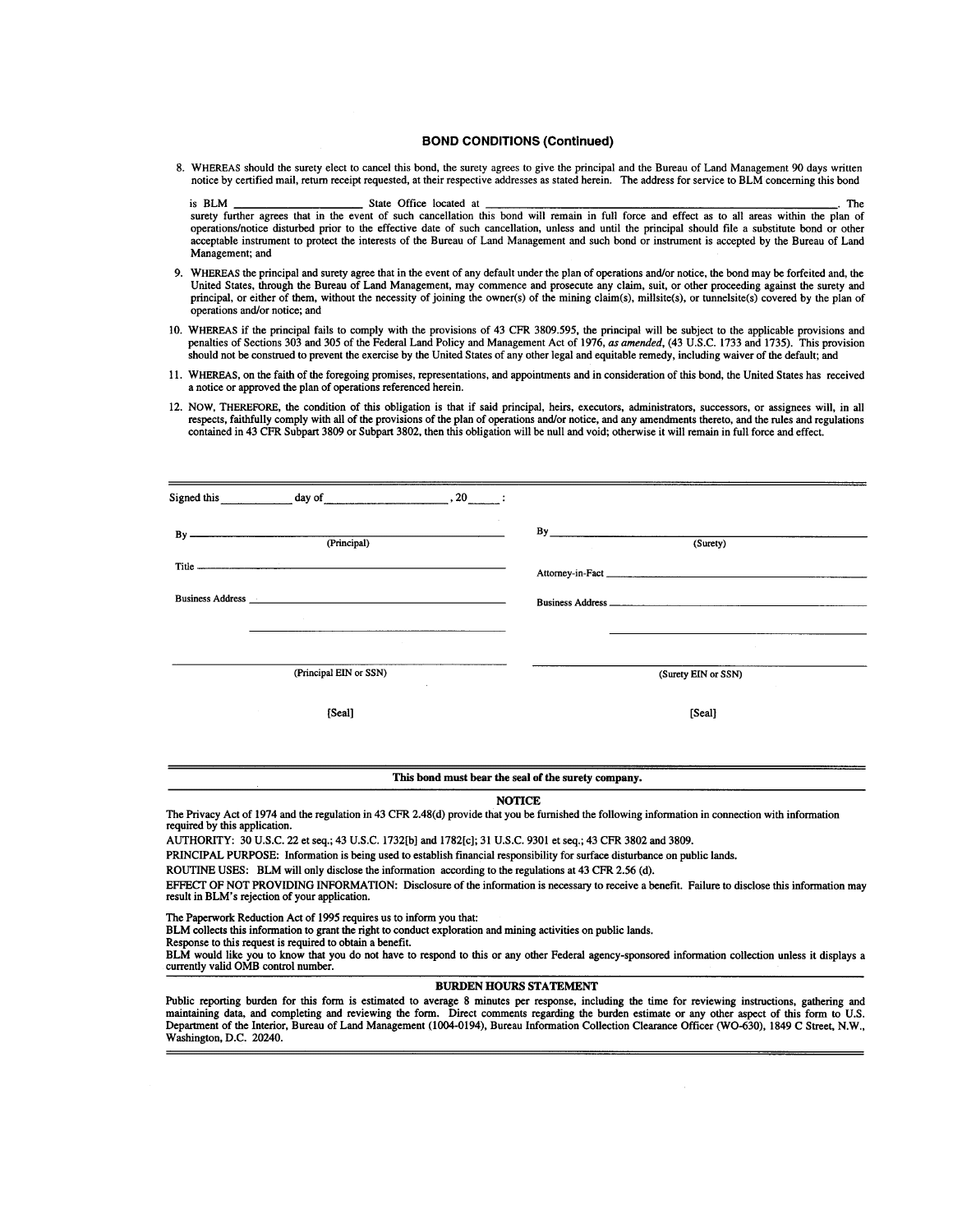## BOND CONDITIONS (Continued)

8. WHEREAS should the surety elect to cancel this bond, the surety agrees to give the principal and the Bureau of Land Management 90 days written notice by certified mail, return receipt requested, at their respective addresses as stated herein. The address for service to BLM concerning this bond is BLM ____________________ State Office located at ________________________________________________________. The surety further agrees that in the event of such cancellation this bond will remain in full force and effect as to all areas within the plan of operations/notice disturbed prior to the effective date of such cancellation, unless and until the principal should file a substitute bond or other acceptable instrument to protect the interests of the Bureau of Land Management and such bond or instrument is accepted by the Bureau of Land Management; and

9. WHEREAS the principal and surety agree that in the event of any default under the plan of operations and/or notice, the bond may be forfeited and, the United States, through the Bureau of Land Management, may commence and prosecute any claim, suit, or other proceeding against the surety and principal, or either of them, without the necessity of joining the owner(s) of the mining claim(s), millsite(s), or tunnelsite(s) covered by the plan of operations and/or notice; and

10. WHEREAS if the principal fails to comply with the provisions of 43 CFR 3809.595, the principal will be subject to the applicable provisions and penalties of Sections 303 and 305 of the Federal Land Policy and Management Act of 1976, *as amended*, (43 U.S.C. 1733 and 1735). This provision should not be construed to prevent the exercise by the United States of any other legal and equitable remedy, including waiver of the default; and

11. WHEREAS, on the faith of the foregoing promises, representations, and appointments and in consideration of this bond, the United States has received a notice or approved the plan of operations referenced herein.

12. NOW, THEREFORE, the condition of this obligation is that if said principal, heirs, executors, administrators, successors, or assignees will, in all respects, faithfully comply with all of the provisions of the plan of operations and/or notice, and any amendments thereto, and the rules and regulations contained in 43 CFR Subpart 3809 or Subpart 3802, then this obligation will be null and void; otherwise it will remain in full force and effect.

---

Signed this ____________ day of ____________________, 20______:

By ________________________________ (Principal)

Title ________________________________

Business Address ________________________________

________________________________

________________________________ (Principal EIN or SSN)

[Seal]

By ________________________________ (Surety)

Attorney-in-Fact ________________________________

Business Address ________________________________

________________________________

________________________________ (Surety EIN or SSN)

[Seal]

---

**This bond must bear the seal of the surety company.**

---

**NOTICE**

The Privacy Act of 1974 and the regulation in 43 CFR 2.48(d) provide that you be furnished the following information in connection with information required by this application.

AUTHORITY: 30 U.S.C. 22 et seq.; 43 U.S.C. 1732[b] and 1782[c]; 31 U.S.C. 9301 et seq.; 43 CFR 3802 and 3809.

PRINCIPAL PURPOSE: Information is being used to establish financial responsibility for surface disturbance on public lands.

ROUTINE USES: BLM will only disclose the information according to the regulations at 43 CFR 2.56 (d).

EFFECT OF NOT PROVIDING INFORMATION: Disclosure of the information is necessary to receive a benefit. Failure to disclose this information may result in BLM's rejection of your application.

The Paperwork Reduction Act of 1995 requires us to inform you that:
BLM collects this information to grant the right to conduct exploration and mining activities on public lands.
Response to this request is required to obtain a benefit.
BLM would like you to know that you do not have to respond to this or any other Federal agency-sponsored information collection unless it displays a currently valid OMB control number.

**BURDEN HOURS STATEMENT**

Public reporting burden for this form is estimated to average 8 minutes per response, including the time for reviewing instructions, gathering and maintaining data, and completing and reviewing the form. Direct comments regarding the burden estimate or any other aspect of this form to U.S. Department of the Interior, Bureau of Land Management (1004-0194), Bureau Information Collection Clearance Officer (WO-630), 1849 C Street, N.W., Washington, D.C. 20240.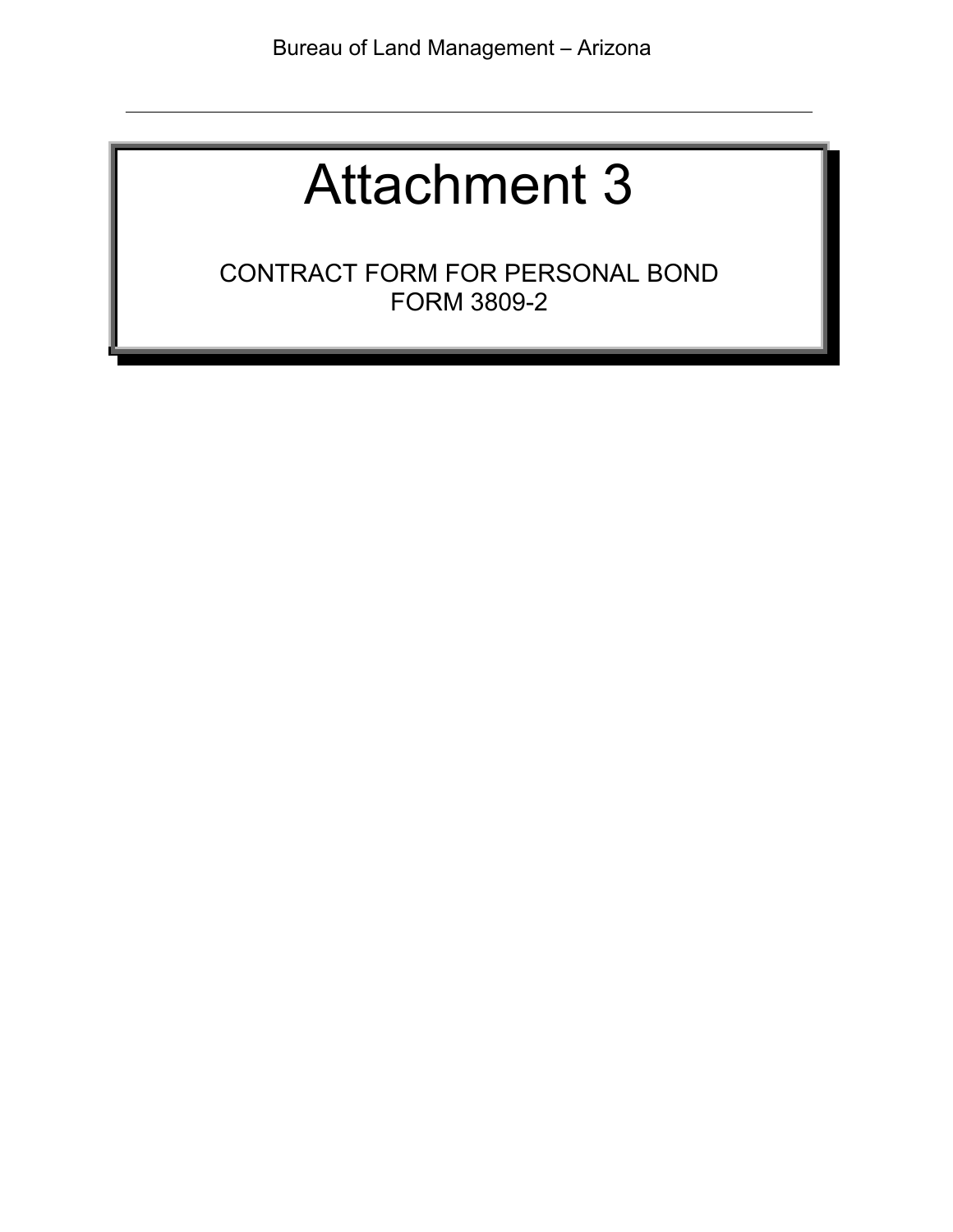# Attachment 3

CONTRACT FORM FOR PERSONAL BOND
FORM 3809-2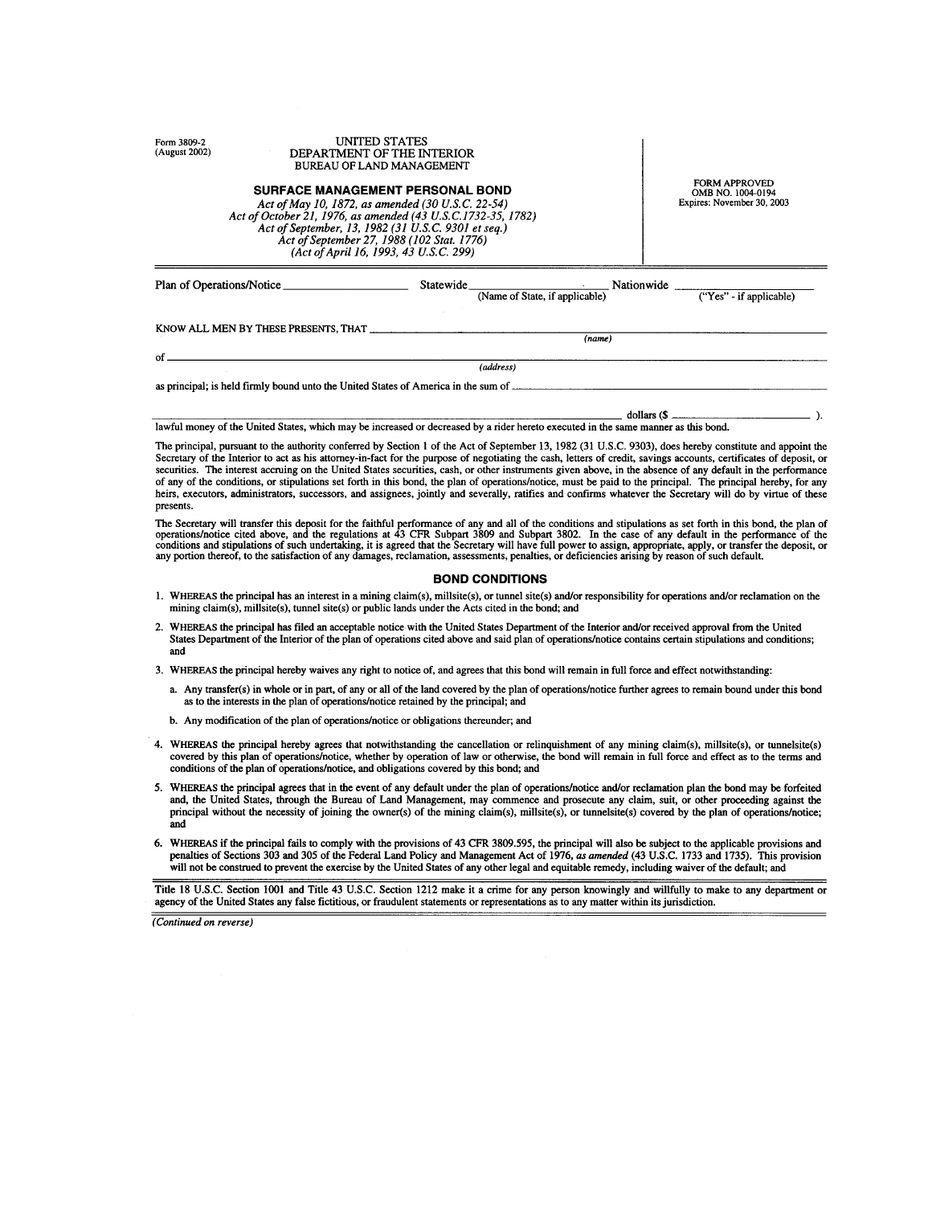Form 3809-2
(August 2002)

UNITED STATES
DEPARTMENT OF THE INTERIOR
BUREAU OF LAND MANAGEMENT

FORM APPROVED
OMB NO. 1004-0194
Expires: November 30, 2003

## SURFACE MANAGEMENT PERSONAL BOND

*Act of May 10, 1872, as amended (30 U.S.C. 22-54)*
*Act of October 21, 1976, as amended (43 U.S.C.1732-35, 1782)*
*Act of September, 13, 1982 (31 U.S.C. 9301 et seq.)*
*Act of September 27, 1988 (102 Stat. 1776)*
*(Act of April 16, 1993, 43 U.S.C. 299)*

Plan of Operations/Notice ____________ Statewide ____________ (Name of State, if applicable) Nationwide ____________ ("Yes" - if applicable)

KNOW ALL MEN BY THESE PRESENTS, THAT ________________________ *(name)*

of ________________________ *(address)*

as principal; is held firmly bound unto the United States of America in the sum of ________________________

________________________ dollars ($ ____________ ).

lawful money of the United States, which may be increased or decreased by a rider hereto executed in the same manner as this bond.

The principal, pursuant to the authority conferred by Section 1 of the Act of September 13, 1982 (31 U.S.C. 9303), does hereby constitute and appoint the Secretary of the Interior to act as his attorney-in-fact for the purpose of negotiating the cash, letters of credit, savings accounts, certificates of deposit, or securities. The interest accruing on the United States securities, cash, or other instruments given above, in the absence of any default in the performance of any of the conditions, or stipulations set forth in this bond, the plan of operations/notice, must be paid to the principal. The principal hereby, for any heirs, executors, administrators, successors, and assignees, jointly and severally, ratifies and confirms whatever the Secretary will do by virtue of these presents.

The Secretary will transfer this deposit for the faithful performance of any and all of the conditions and stipulations as set forth in this bond, the plan of operations/notice cited above, and the regulations at 43 CFR Subpart 3809 and Subpart 3802. In the case of any default in the performance of the conditions and stipulations of such undertaking, it is agreed that the Secretary will have full power to assign, appropriate, apply, or transfer the deposit, or any portion thereof, to the satisfaction of any damages, reclamation, assessments, penalties, or deficiencies arising by reason of such default.

### BOND CONDITIONS

1. WHEREAS the principal has an interest in a mining claim(s), millsite(s), or tunnel site(s) and/or responsibility for operations and/or reclamation on the mining claim(s), millsite(s), tunnel site(s) or public lands under the Acts cited in the bond; and
2. WHEREAS the principal has filed an acceptable notice with the United States Department of the Interior and/or received approval from the United States Department of the Interior of the plan of operations cited above and said plan of operations/notice contains certain stipulations and conditions; and
3. WHEREAS the principal hereby waives any right to notice of, and agrees that this bond will remain in full force and effect notwithstanding:
   a. Any transfer(s) in whole or in part, of any or all of the land covered by the plan of operations/notice further agrees to remain bound under this bond as to the interests in the plan of operations/notice retained by the principal; and
   b. Any modification of the plan of operations/notice or obligations thereunder; and
4. WHEREAS the principal hereby agrees that notwithstanding the cancellation or relinquishment of any mining claim(s), millsite(s), or tunnelsite(s) covered by this plan of operations/notice, whether by operation of law or otherwise, the bond will remain in full force and effect as to the terms and conditions of the plan of operations/notice, and obligations covered by this bond; and
5. WHEREAS the principal agrees that in the event of any default under the plan of operations/notice and/or reclamation plan the bond may be forfeited and, the United States, through the Bureau of Land Management, may commence and prosecute any claim, suit, or other proceeding against the principal without the necessity of joining the owner(s) of the mining claim(s), millsite(s), or tunnelsite(s) covered by the plan of operations/notice; and
6. WHEREAS if the principal fails to comply with the provisions of 43 CFR 3809.595, the principal will also be subject to the applicable provisions and penalties of Sections 303 and 305 of the Federal Land Policy and Management Act of 1976, *as amended* (43 U.S.C. 1733 and 1735). This provision will not be construed to prevent the exercise by the United States of any other legal and equitable remedy, including waiver of the default; and

Title 18 U.S.C. Section 1001 and Title 43 U.S.C. Section 1212 make it a crime for any person knowingly and willfully to make to any department or agency of the United States any false fictitious, or fraudulent statements or representations as to any matter within its jurisdiction.

*(Continued on reverse)*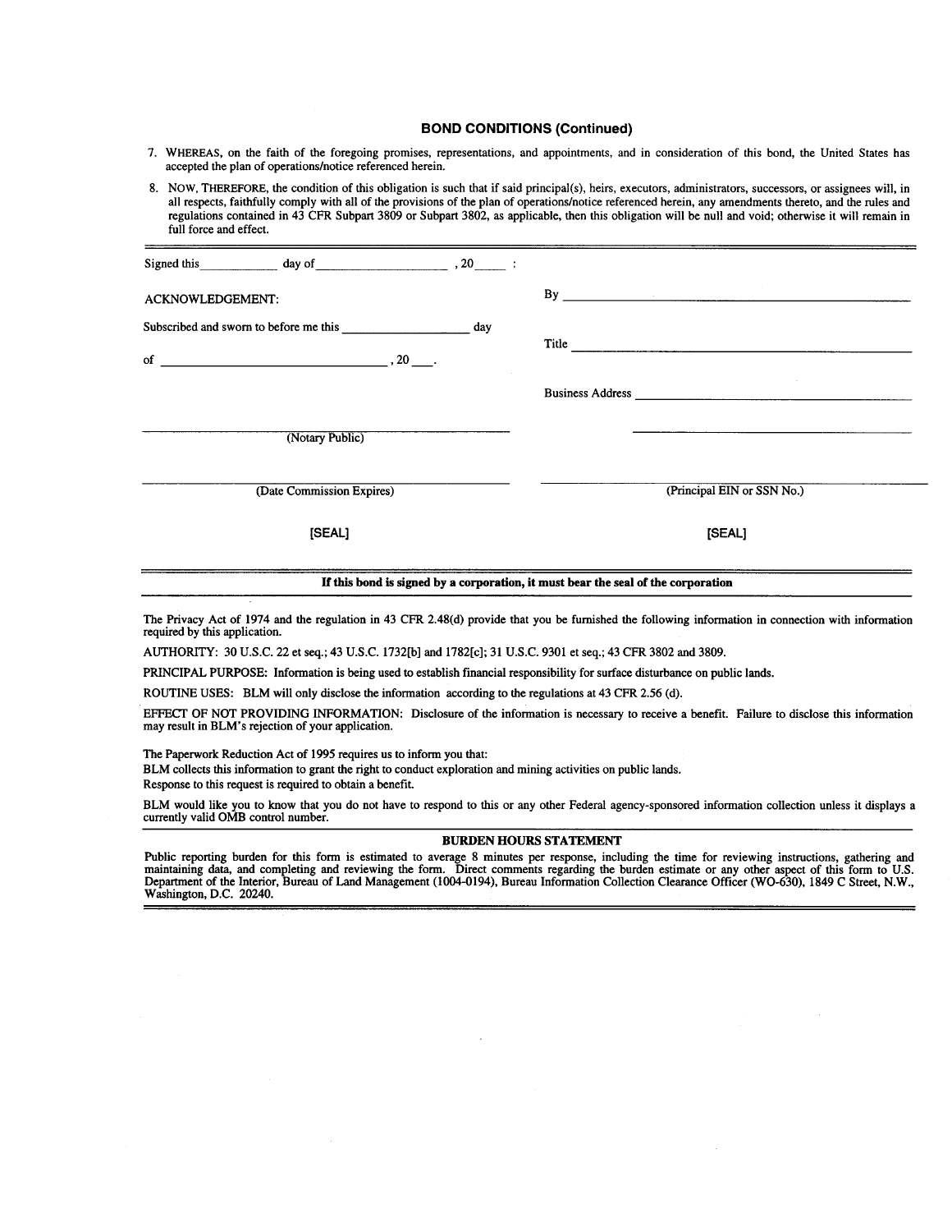## BOND CONDITIONS (Continued)

7. WHEREAS, on the faith of the foregoing promises, representations, and appointments, and in consideration of this bond, the United States has accepted the plan of operations/notice referenced herein.

8. NOW, THEREFORE, the condition of this obligation is such that if said principal(s), heirs, executors, administrators, successors, or assignees will, in all respects, faithfully comply with all of the provisions of the plan of operations/notice referenced herein, any amendments thereto, and the rules and regulations contained in 43 CFR Subpart 3809 or Subpart 3802, as applicable, then this obligation will be null and void; otherwise it will remain in full force and effect.

---

Signed this\_\_\_\_\_\_\_\_\_\_\_\_ day of\_\_\_\_\_\_\_\_\_\_\_\_\_\_\_\_\_\_\_\_ , 20\_\_\_\_\_ :

ACKNOWLEDGEMENT:

Subscribed and sworn to before me this \_\_\_\_\_\_\_\_\_\_\_\_\_\_\_\_\_\_\_ day

of \_\_\_\_\_\_\_\_\_\_\_\_\_\_\_\_\_\_\_\_\_\_\_\_\_\_\_\_\_\_\_\_\_ , 20\_\_\_.

\_\_\_\_\_\_\_\_\_\_\_\_\_\_\_\_\_\_\_\_\_\_\_\_\_\_\_\_\_\_\_\_\_\_\_\_
(Notary Public)

\_\_\_\_\_\_\_\_\_\_\_\_\_\_\_\_\_\_\_\_\_\_\_\_\_\_\_\_\_\_\_\_\_\_\_\_
(Date Commission Expires)

[SEAL]

By \_\_\_\_\_\_\_\_\_\_\_\_\_\_\_\_\_\_\_\_\_\_\_\_\_\_\_\_\_\_\_\_\_\_\_\_\_\_\_\_\_\_\_\_\_\_\_\_

Title \_\_\_\_\_\_\_\_\_\_\_\_\_\_\_\_\_\_\_\_\_\_\_\_\_\_\_\_\_\_\_\_\_\_\_\_\_\_\_\_\_\_\_\_\_\_\_\_

Business Address \_\_\_\_\_\_\_\_\_\_\_\_\_\_\_\_\_\_\_\_\_\_\_\_\_\_\_\_\_\_\_\_\_\_\_\_\_\_\_\_

\_\_\_\_\_\_\_\_\_\_\_\_\_\_\_\_\_\_\_\_\_\_\_\_\_\_\_\_\_\_\_\_\_\_\_\_\_\_\_\_

\_\_\_\_\_\_\_\_\_\_\_\_\_\_\_\_\_\_\_\_\_\_\_\_\_\_\_\_\_\_\_\_\_\_\_\_
(Principal EIN or SSN No.)

[SEAL]

---

**If this bond is signed by a corporation, it must bear the seal of the corporation**

---

The Privacy Act of 1974 and the regulation in 43 CFR 2.48(d) provide that you be furnished the following information in connection with information required by this application.

AUTHORITY: 30 U.S.C. 22 et seq.; 43 U.S.C. 1732[b] and 1782[c]; 31 U.S.C. 9301 et seq.; 43 CFR 3802 and 3809.

PRINCIPAL PURPOSE: Information is being used to establish financial responsibility for surface disturbance on public lands.

ROUTINE USES: BLM will only disclose the information according to the regulations at 43 CFR 2.56 (d).

EFFECT OF NOT PROVIDING INFORMATION: Disclosure of the information is necessary to receive a benefit. Failure to disclose this information may result in BLM's rejection of your application.

The Paperwork Reduction Act of 1995 requires us to inform you that:
BLM collects this information to grant the right to conduct exploration and mining activities on public lands.
Response to this request is required to obtain a benefit.

BLM would like you to know that you do not have to respond to this or any other Federal agency-sponsored information collection unless it displays a currently valid OMB control number.

### BURDEN HOURS STATEMENT

Public reporting burden for this form is estimated to average 8 minutes per response, including the time for reviewing instructions, gathering and maintaining data, and completing and reviewing the form. Direct comments regarding the burden estimate or any other aspect of this form to U.S. Department of the Interior, Bureau of Land Management (1004-0194), Bureau Information Collection Clearance Officer (WO-630), 1849 C Street, N.W., Washington, D.C. 20240.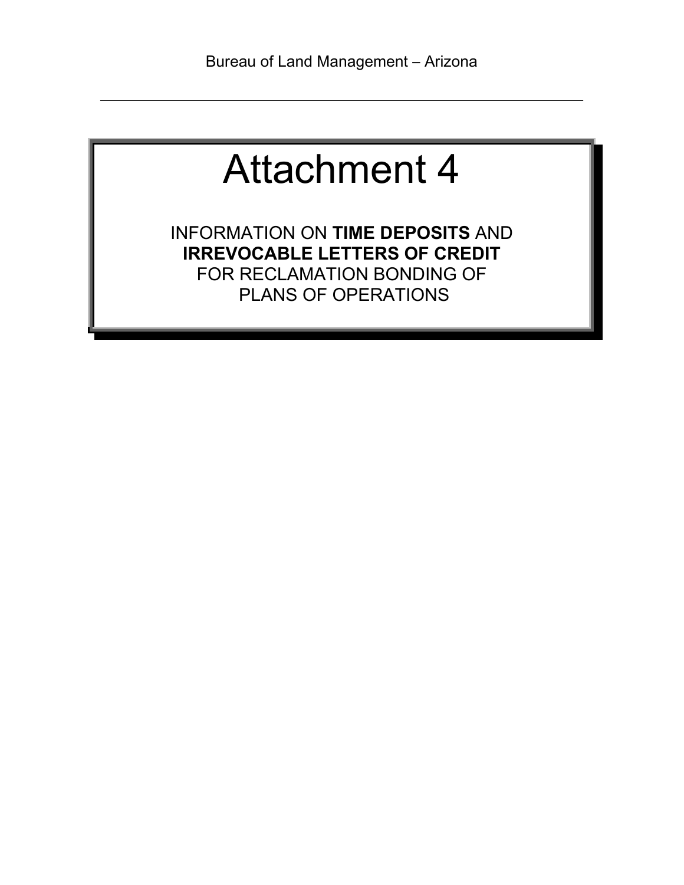# Attachment 4

INFORMATION ON **TIME DEPOSITS** AND **IRREVOCABLE LETTERS OF CREDIT** FOR RECLAMATION BONDING OF PLANS OF OPERATIONS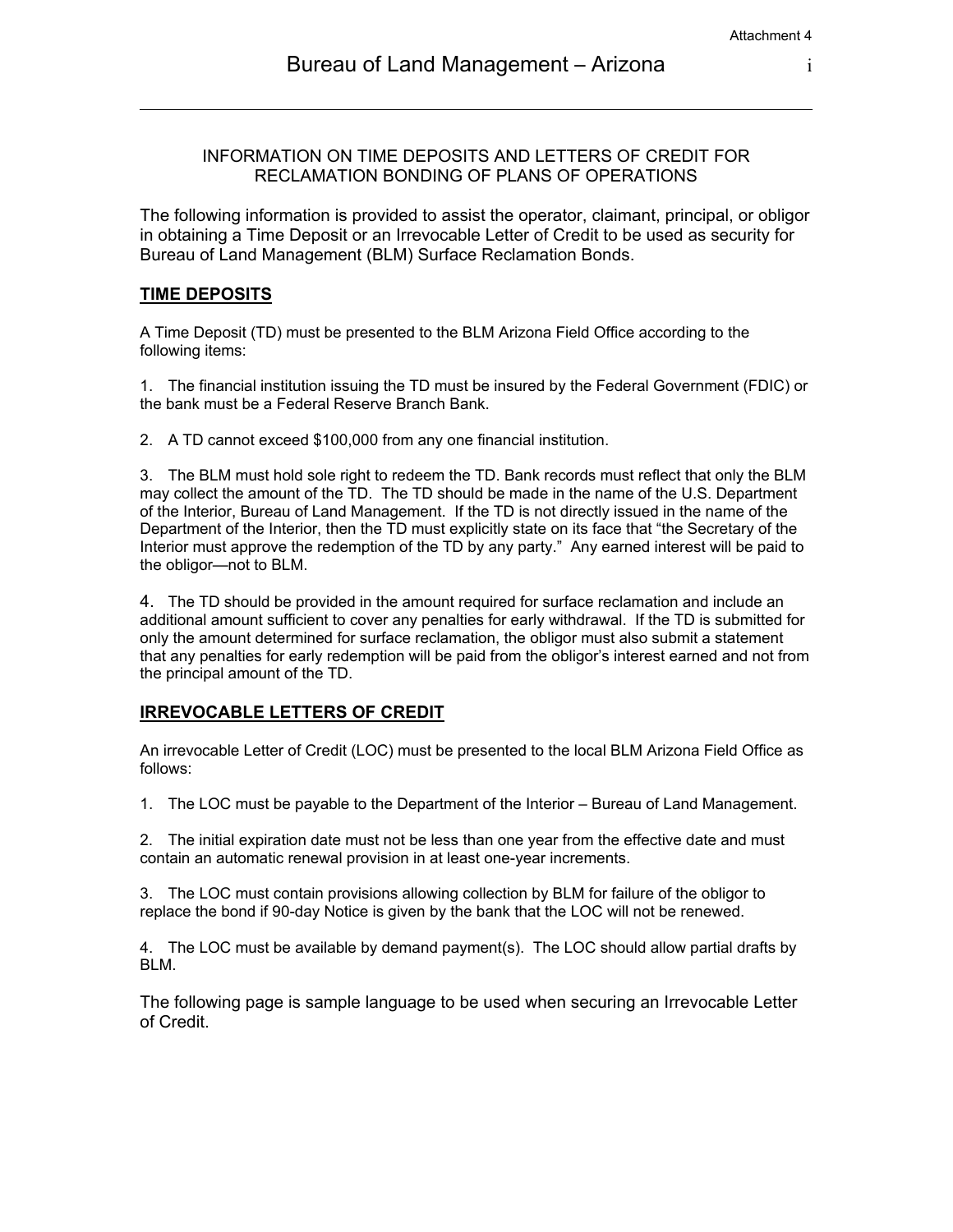# INFORMATION ON TIME DEPOSITS AND LETTERS OF CREDIT FOR RECLAMATION BONDING OF PLANS OF OPERATIONS

The following information is provided to assist the operator, claimant, principal, or obligor in obtaining a Time Deposit or an Irrevocable Letter of Credit to be used as security for Bureau of Land Management (BLM) Surface Reclamation Bonds.

## TIME DEPOSITS

A Time Deposit (TD) must be presented to the BLM Arizona Field Office according to the following items:

1. The financial institution issuing the TD must be insured by the Federal Government (FDIC) or the bank must be a Federal Reserve Branch Bank.

2. A TD cannot exceed $100,000 from any one financial institution.

3. The BLM must hold sole right to redeem the TD. Bank records must reflect that only the BLM may collect the amount of the TD. The TD should be made in the name of the U.S. Department of the Interior, Bureau of Land Management. If the TD is not directly issued in the name of the Department of the Interior, then the TD must explicitly state on its face that "the Secretary of the Interior must approve the redemption of the TD by any party." Any earned interest will be paid to the obligor—not to BLM.

4. The TD should be provided in the amount required for surface reclamation and include an additional amount sufficient to cover any penalties for early withdrawal. If the TD is submitted for only the amount determined for surface reclamation, the obligor must also submit a statement that any penalties for early redemption will be paid from the obligor's interest earned and not from the principal amount of the TD.

## IRREVOCABLE LETTERS OF CREDIT

An irrevocable Letter of Credit (LOC) must be presented to the local BLM Arizona Field Office as follows:

1. The LOC must be payable to the Department of the Interior – Bureau of Land Management.

2. The initial expiration date must not be less than one year from the effective date and must contain an automatic renewal provision in at least one-year increments.

3. The LOC must contain provisions allowing collection by BLM for failure of the obligor to replace the bond if 90-day Notice is given by the bank that the LOC will not be renewed.

4. The LOC must be available by demand payment(s). The LOC should allow partial drafts by BLM.

The following page is sample language to be used when securing an Irrevocable Letter of Credit.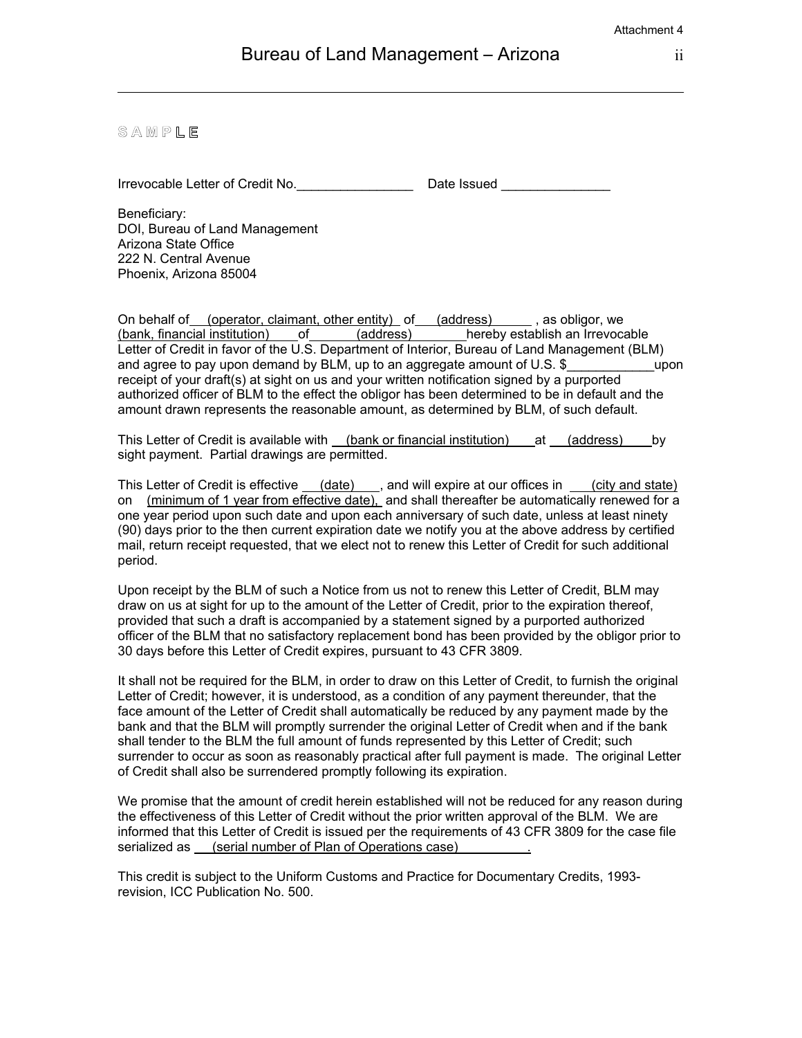SAMPLE

Irrevocable Letter of Credit No.________________ Date Issued _______________

Beneficiary:
DOI, Bureau of Land Management
Arizona State Office
222 N. Central Avenue
Phoenix, Arizona 85004

On behalf of (operator, claimant, other entity) of (address) , as obligor, we (bank, financial institution) of (address) hereby establish an Irrevocable Letter of Credit in favor of the U.S. Department of Interior, Bureau of Land Management (BLM) and agree to pay upon demand by BLM, up to an aggregate amount of U.S. $____________upon receipt of your draft(s) at sight on us and your written notification signed by a purported authorized officer of BLM to the effect the obligor has been determined to be in default and the amount drawn represents the reasonable amount, as determined by BLM, of such default.

This Letter of Credit is available with (bank or financial institution) at (address) by sight payment. Partial drawings are permitted.

This Letter of Credit is effective (date) , and will expire at our offices in (city and state) on (minimum of 1 year from effective date), and shall thereafter be automatically renewed for a one year period upon such date and upon each anniversary of such date, unless at least ninety (90) days prior to the then current expiration date we notify you at the above address by certified mail, return receipt requested, that we elect not to renew this Letter of Credit for such additional period.

Upon receipt by the BLM of such a Notice from us not to renew this Letter of Credit, BLM may draw on us at sight for up to the amount of the Letter of Credit, prior to the expiration thereof, provided that such a draft is accompanied by a statement signed by a purported authorized officer of the BLM that no satisfactory replacement bond has been provided by the obligor prior to 30 days before this Letter of Credit expires, pursuant to 43 CFR 3809.

It shall not be required for the BLM, in order to draw on this Letter of Credit, to furnish the original Letter of Credit; however, it is understood, as a condition of any payment thereunder, that the face amount of the Letter of Credit shall automatically be reduced by any payment made by the bank and that the BLM will promptly surrender the original Letter of Credit when and if the bank shall tender to the BLM the full amount of funds represented by this Letter of Credit; such surrender to occur as soon as reasonably practical after full payment is made. The original Letter of Credit shall also be surrendered promptly following its expiration.

We promise that the amount of credit herein established will not be reduced for any reason during the effectiveness of this Letter of Credit without the prior written approval of the BLM. We are informed that this Letter of Credit is issued per the requirements of 43 CFR 3809 for the case file serialized as (serial number of Plan of Operations case) .

This credit is subject to the Uniform Customs and Practice for Documentary Credits, 1993-revision, ICC Publication No. 500.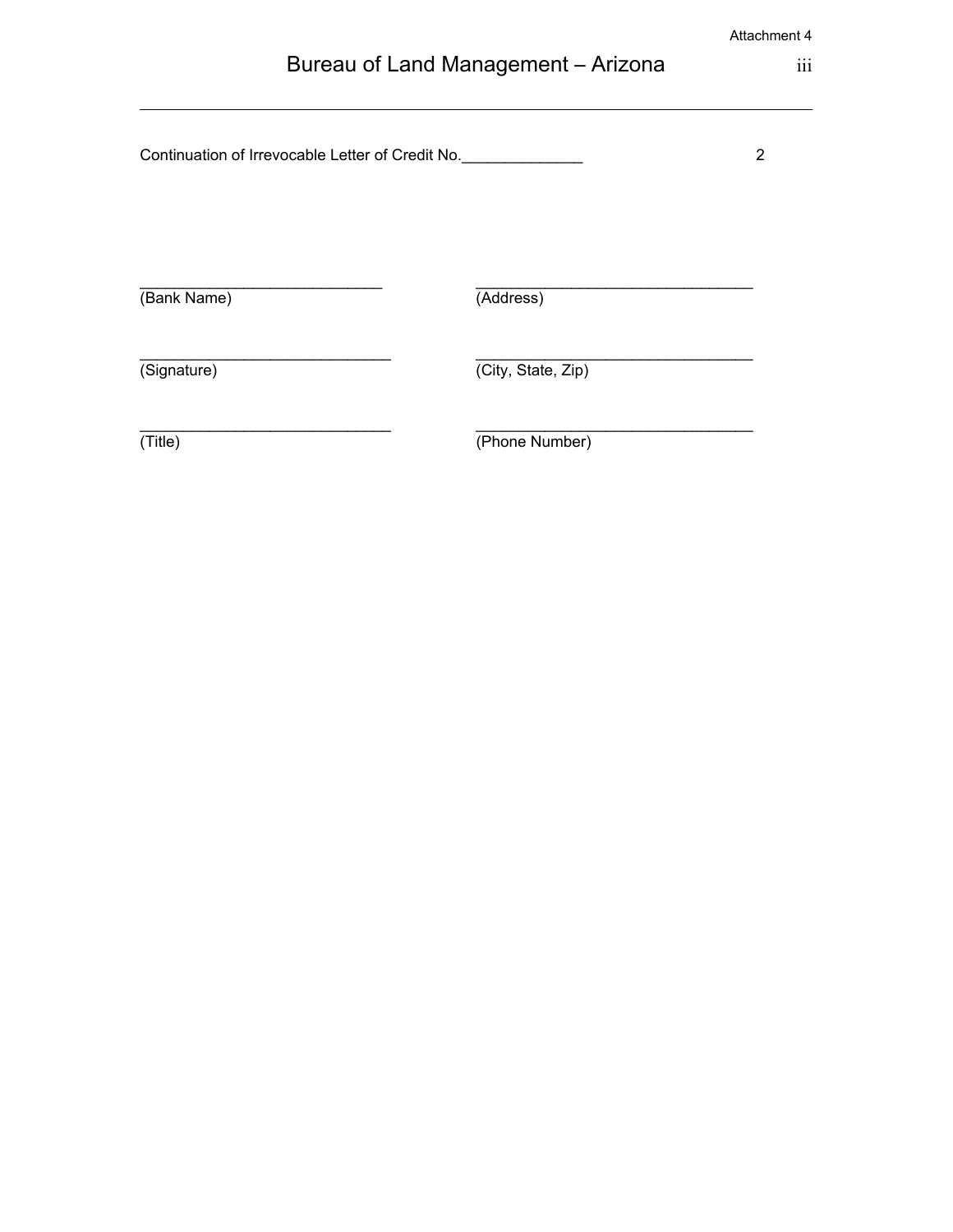Continuation of Irrevocable Letter of Credit No.______________ 2

| | |
|---|---|
| _____________________________ | _________________________________ |
| (Bank Name) | (Address) |
| _____________________________ | _________________________________ |
| (Signature) | (City, State, Zip) |
| _____________________________ | _________________________________ |
| (Title) | (Phone Number) |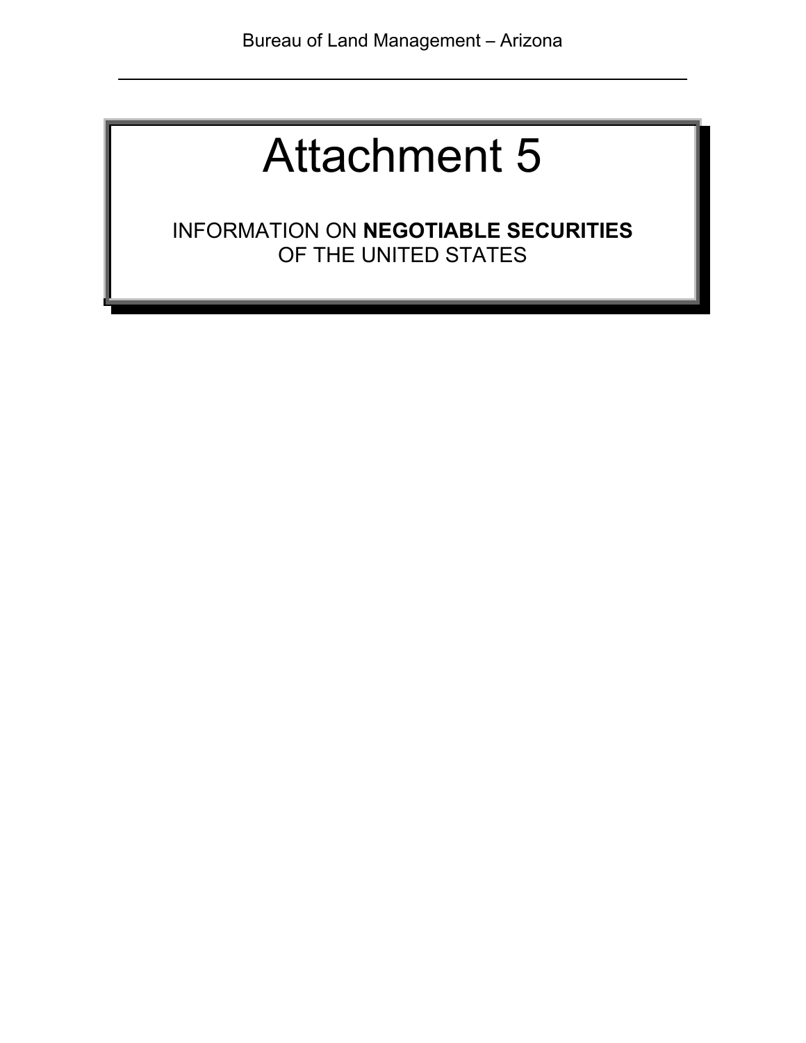# Attachment 5

INFORMATION ON **NEGOTIABLE SECURITIES** OF THE UNITED STATES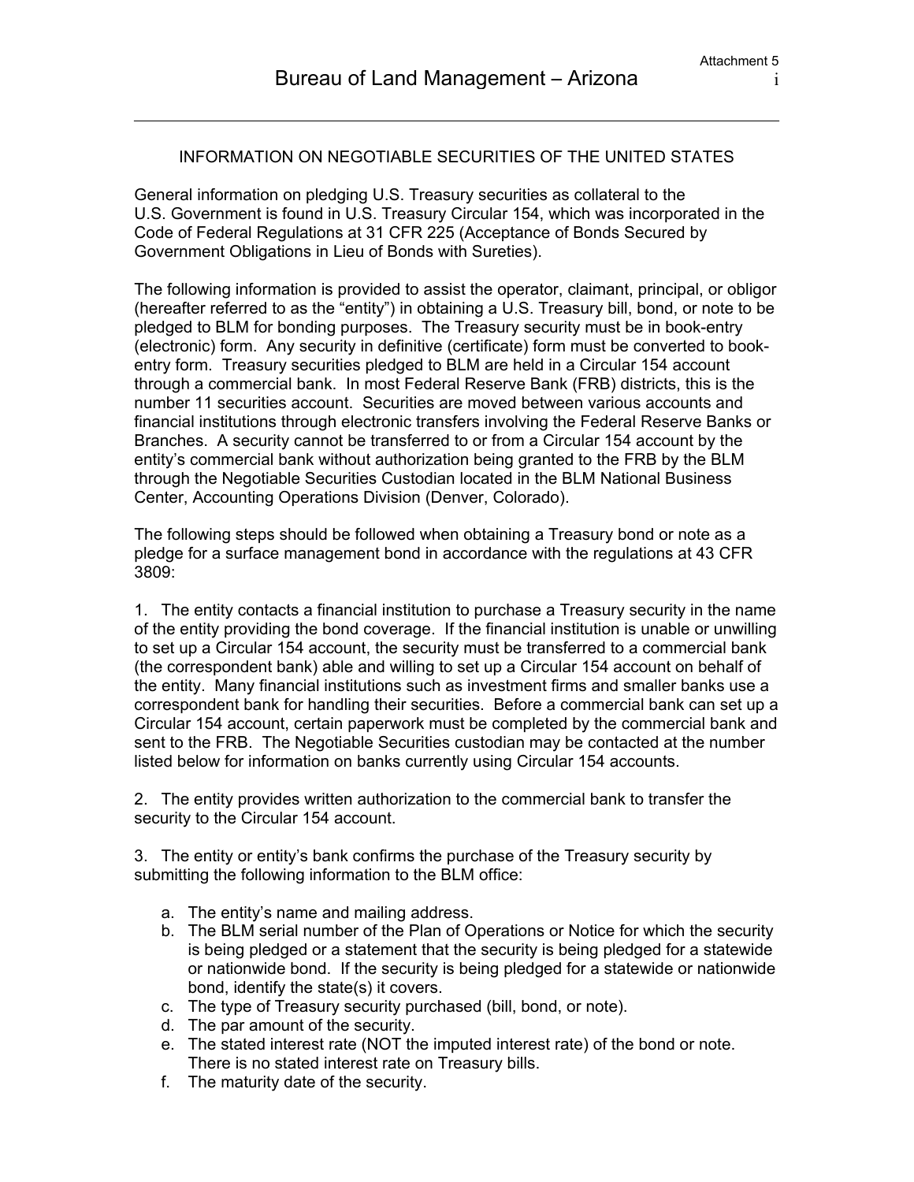## INFORMATION ON NEGOTIABLE SECURITIES OF THE UNITED STATES

General information on pledging U.S. Treasury securities as collateral to the U.S. Government is found in U.S. Treasury Circular 154, which was incorporated in the Code of Federal Regulations at 31 CFR 225 (Acceptance of Bonds Secured by Government Obligations in Lieu of Bonds with Sureties).

The following information is provided to assist the operator, claimant, principal, or obligor (hereafter referred to as the "entity") in obtaining a U.S. Treasury bill, bond, or note to be pledged to BLM for bonding purposes. The Treasury security must be in book-entry (electronic) form. Any security in definitive (certificate) form must be converted to book-entry form. Treasury securities pledged to BLM are held in a Circular 154 account through a commercial bank. In most Federal Reserve Bank (FRB) districts, this is the number 11 securities account. Securities are moved between various accounts and financial institutions through electronic transfers involving the Federal Reserve Banks or Branches. A security cannot be transferred to or from a Circular 154 account by the entity's commercial bank without authorization being granted to the FRB by the BLM through the Negotiable Securities Custodian located in the BLM National Business Center, Accounting Operations Division (Denver, Colorado).

The following steps should be followed when obtaining a Treasury bond or note as a pledge for a surface management bond in accordance with the regulations at 43 CFR 3809:

1. The entity contacts a financial institution to purchase a Treasury security in the name of the entity providing the bond coverage. If the financial institution is unable or unwilling to set up a Circular 154 account, the security must be transferred to a commercial bank (the correspondent bank) able and willing to set up a Circular 154 account on behalf of the entity. Many financial institutions such as investment firms and smaller banks use a correspondent bank for handling their securities. Before a commercial bank can set up a Circular 154 account, certain paperwork must be completed by the commercial bank and sent to the FRB. The Negotiable Securities custodian may be contacted at the number listed below for information on banks currently using Circular 154 accounts.

2. The entity provides written authorization to the commercial bank to transfer the security to the Circular 154 account.

3. The entity or entity's bank confirms the purchase of the Treasury security by submitting the following information to the BLM office:

   a. The entity's name and mailing address.
   b. The BLM serial number of the Plan of Operations or Notice for which the security is being pledged or a statement that the security is being pledged for a statewide or nationwide bond. If the security is being pledged for a statewide or nationwide bond, identify the state(s) it covers.
   c. The type of Treasury security purchased (bill, bond, or note).
   d. The par amount of the security.
   e. The stated interest rate (NOT the imputed interest rate) of the bond or note. There is no stated interest rate on Treasury bills.
   f. The maturity date of the security.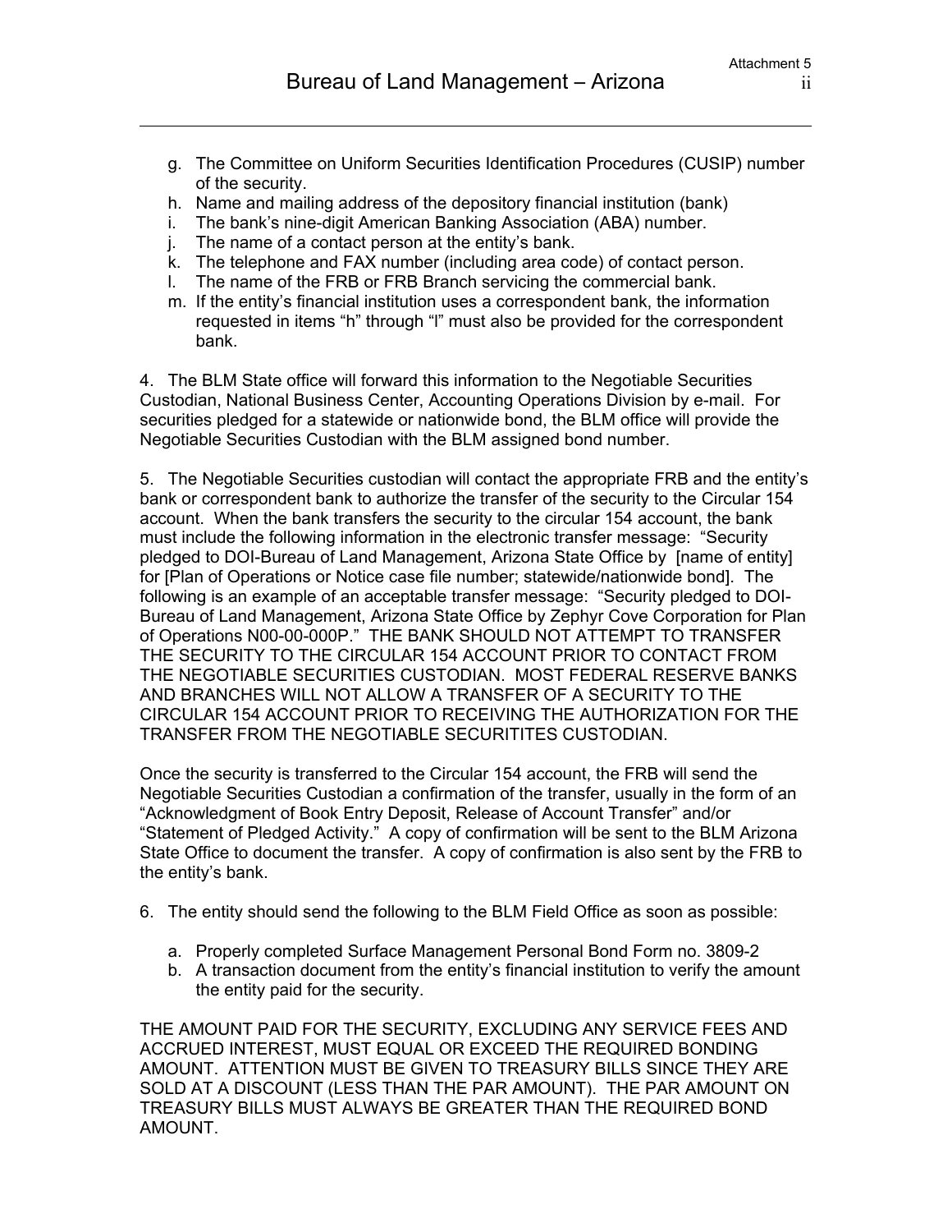g. The Committee on Uniform Securities Identification Procedures (CUSIP) number of the security.
h. Name and mailing address of the depository financial institution (bank)
i. The bank's nine-digit American Banking Association (ABA) number.
j. The name of a contact person at the entity's bank.
k. The telephone and FAX number (including area code) of contact person.
l. The name of the FRB or FRB Branch servicing the commercial bank.
m. If the entity's financial institution uses a correspondent bank, the information requested in items "h" through "l" must also be provided for the correspondent bank.

4. The BLM State office will forward this information to the Negotiable Securities Custodian, National Business Center, Accounting Operations Division by e-mail. For securities pledged for a statewide or nationwide bond, the BLM office will provide the Negotiable Securities Custodian with the BLM assigned bond number.

5. The Negotiable Securities custodian will contact the appropriate FRB and the entity's bank or correspondent bank to authorize the transfer of the security to the Circular 154 account. When the bank transfers the security to the circular 154 account, the bank must include the following information in the electronic transfer message: "Security pledged to DOI-Bureau of Land Management, Arizona State Office by [name of entity] for [Plan of Operations or Notice case file number; statewide/nationwide bond]. The following is an example of an acceptable transfer message: "Security pledged to DOI-Bureau of Land Management, Arizona State Office by Zephyr Cove Corporation for Plan of Operations N00-00-000P." THE BANK SHOULD NOT ATTEMPT TO TRANSFER THE SECURITY TO THE CIRCULAR 154 ACCOUNT PRIOR TO CONTACT FROM THE NEGOTIABLE SECURITIES CUSTODIAN. MOST FEDERAL RESERVE BANKS AND BRANCHES WILL NOT ALLOW A TRANSFER OF A SECURITY TO THE CIRCULAR 154 ACCOUNT PRIOR TO RECEIVING THE AUTHORIZATION FOR THE TRANSFER FROM THE NEGOTIABLE SECURITITES CUSTODIAN.

Once the security is transferred to the Circular 154 account, the FRB will send the Negotiable Securities Custodian a confirmation of the transfer, usually in the form of an "Acknowledgment of Book Entry Deposit, Release of Account Transfer" and/or "Statement of Pledged Activity." A copy of confirmation will be sent to the BLM Arizona State Office to document the transfer. A copy of confirmation is also sent by the FRB to the entity's bank.

6. The entity should send the following to the BLM Field Office as soon as possible:

a. Properly completed Surface Management Personal Bond Form no. 3809-2
b. A transaction document from the entity's financial institution to verify the amount the entity paid for the security.

THE AMOUNT PAID FOR THE SECURITY, EXCLUDING ANY SERVICE FEES AND ACCRUED INTEREST, MUST EQUAL OR EXCEED THE REQUIRED BONDING AMOUNT. ATTENTION MUST BE GIVEN TO TREASURY BILLS SINCE THEY ARE SOLD AT A DISCOUNT (LESS THAN THE PAR AMOUNT). THE PAR AMOUNT ON TREASURY BILLS MUST ALWAYS BE GREATER THAN THE REQUIRED BOND AMOUNT.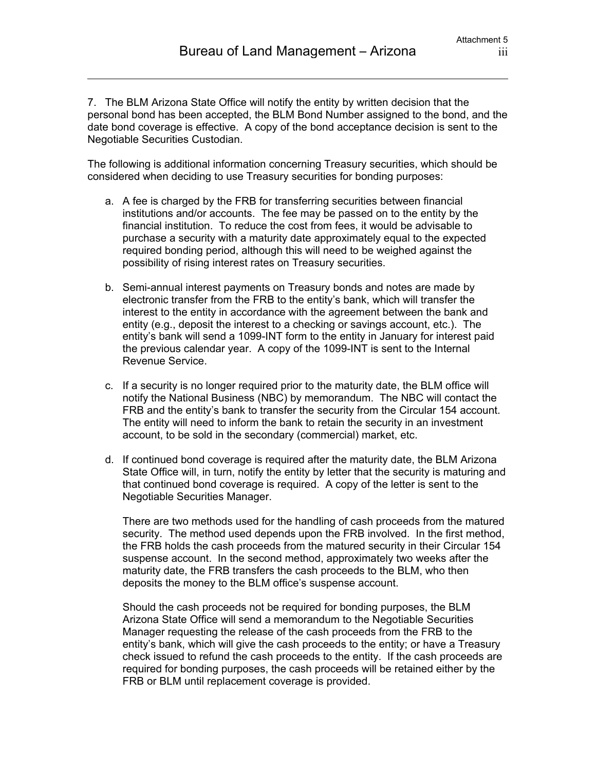7. The BLM Arizona State Office will notify the entity by written decision that the personal bond has been accepted, the BLM Bond Number assigned to the bond, and the date bond coverage is effective. A copy of the bond acceptance decision is sent to the Negotiable Securities Custodian.

The following is additional information concerning Treasury securities, which should be considered when deciding to use Treasury securities for bonding purposes:

a. A fee is charged by the FRB for transferring securities between financial institutions and/or accounts. The fee may be passed on to the entity by the financial institution. To reduce the cost from fees, it would be advisable to purchase a security with a maturity date approximately equal to the expected required bonding period, although this will need to be weighed against the possibility of rising interest rates on Treasury securities.

b. Semi-annual interest payments on Treasury bonds and notes are made by electronic transfer from the FRB to the entity's bank, which will transfer the interest to the entity in accordance with the agreement between the bank and entity (e.g., deposit the interest to a checking or savings account, etc.). The entity's bank will send a 1099-INT form to the entity in January for interest paid the previous calendar year. A copy of the 1099-INT is sent to the Internal Revenue Service.

c. If a security is no longer required prior to the maturity date, the BLM office will notify the National Business (NBC) by memorandum. The NBC will contact the FRB and the entity's bank to transfer the security from the Circular 154 account. The entity will need to inform the bank to retain the security in an investment account, to be sold in the secondary (commercial) market, etc.

d. If continued bond coverage is required after the maturity date, the BLM Arizona State Office will, in turn, notify the entity by letter that the security is maturing and that continued bond coverage is required. A copy of the letter is sent to the Negotiable Securities Manager.

   There are two methods used for the handling of cash proceeds from the matured security. The method used depends upon the FRB involved. In the first method, the FRB holds the cash proceeds from the matured security in their Circular 154 suspense account. In the second method, approximately two weeks after the maturity date, the FRB transfers the cash proceeds to the BLM, who then deposits the money to the BLM office's suspense account.

   Should the cash proceeds not be required for bonding purposes, the BLM Arizona State Office will send a memorandum to the Negotiable Securities Manager requesting the release of the cash proceeds from the FRB to the entity's bank, which will give the cash proceeds to the entity; or have a Treasury check issued to refund the cash proceeds to the entity. If the cash proceeds are required for bonding purposes, the cash proceeds will be retained either by the FRB or BLM until replacement coverage is provided.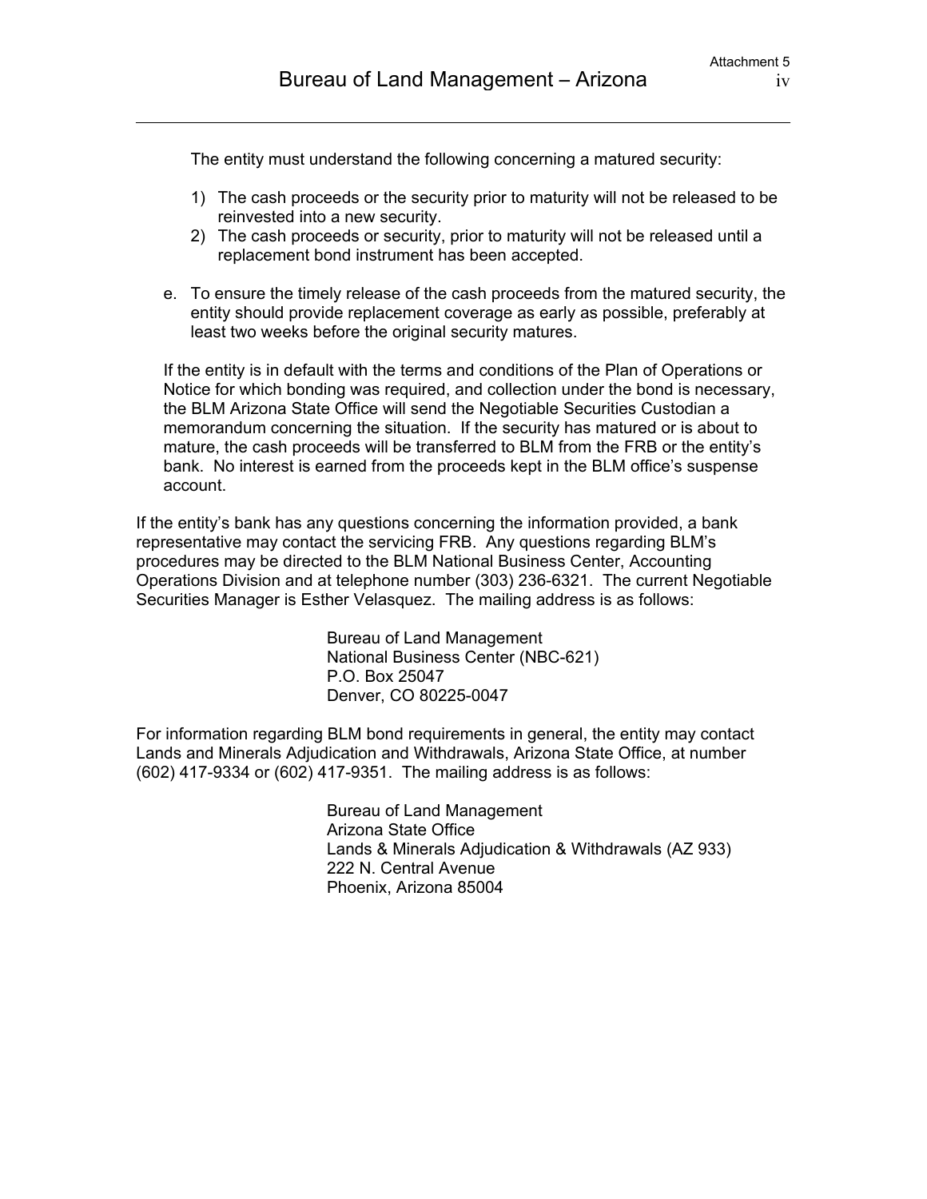The entity must understand the following concerning a matured security:

1) The cash proceeds or the security prior to maturity will not be released to be reinvested into a new security.
2) The cash proceeds or security, prior to maturity will not be released until a replacement bond instrument has been accepted.

e. To ensure the timely release of the cash proceeds from the matured security, the entity should provide replacement coverage as early as possible, preferably at least two weeks before the original security matures.

If the entity is in default with the terms and conditions of the Plan of Operations or Notice for which bonding was required, and collection under the bond is necessary, the BLM Arizona State Office will send the Negotiable Securities Custodian a memorandum concerning the situation. If the security has matured or is about to mature, the cash proceeds will be transferred to BLM from the FRB or the entity's bank. No interest is earned from the proceeds kept in the BLM office's suspense account.

If the entity's bank has any questions concerning the information provided, a bank representative may contact the servicing FRB. Any questions regarding BLM's procedures may be directed to the BLM National Business Center, Accounting Operations Division and at telephone number (303) 236-6321. The current Negotiable Securities Manager is Esther Velasquez. The mailing address is as follows:

Bureau of Land Management
National Business Center (NBC-621)
P.O. Box 25047
Denver, CO 80225-0047

For information regarding BLM bond requirements in general, the entity may contact Lands and Minerals Adjudication and Withdrawals, Arizona State Office, at number (602) 417-9334 or (602) 417-9351. The mailing address is as follows:

Bureau of Land Management
Arizona State Office
Lands & Minerals Adjudication & Withdrawals (AZ 933)
222 N. Central Avenue
Phoenix, Arizona 85004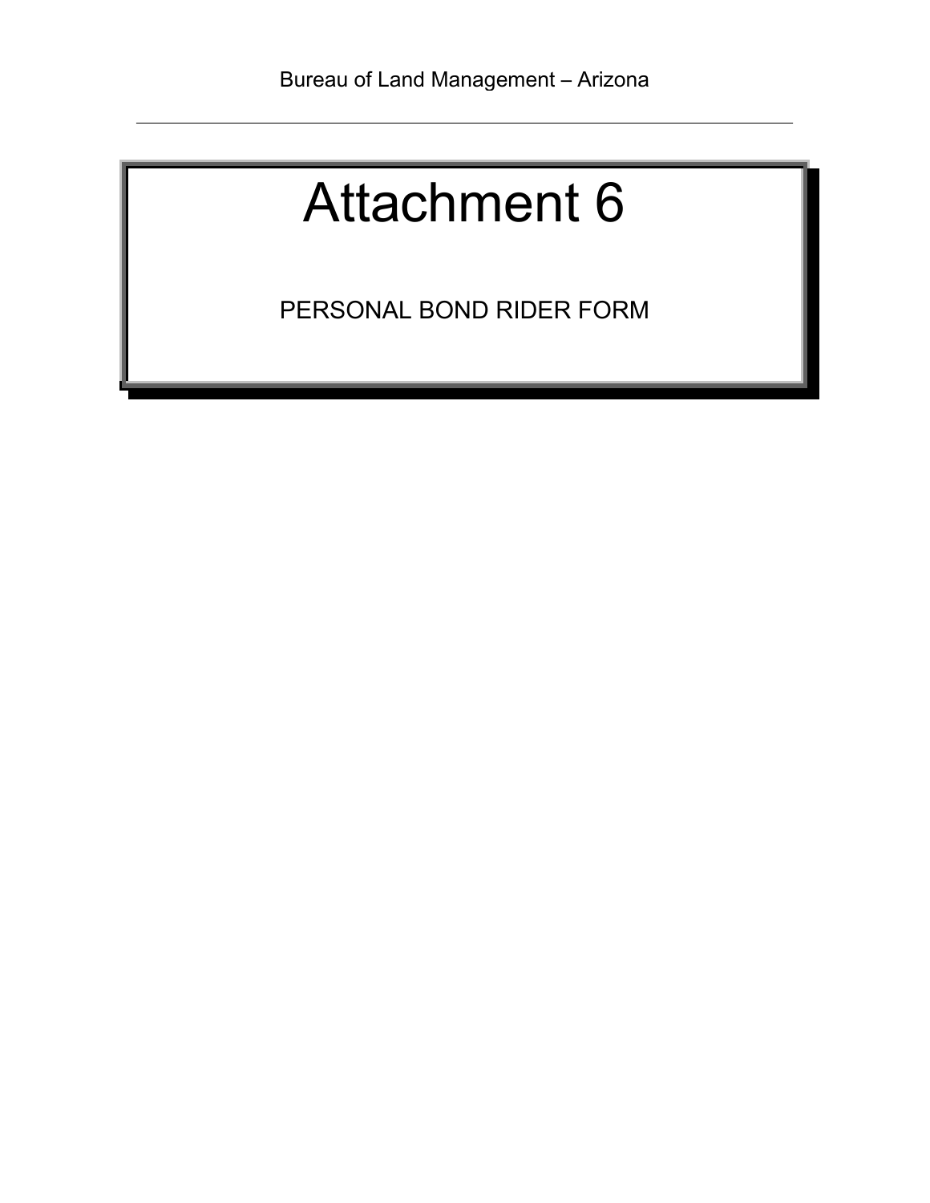# Attachment 6

PERSONAL BOND RIDER FORM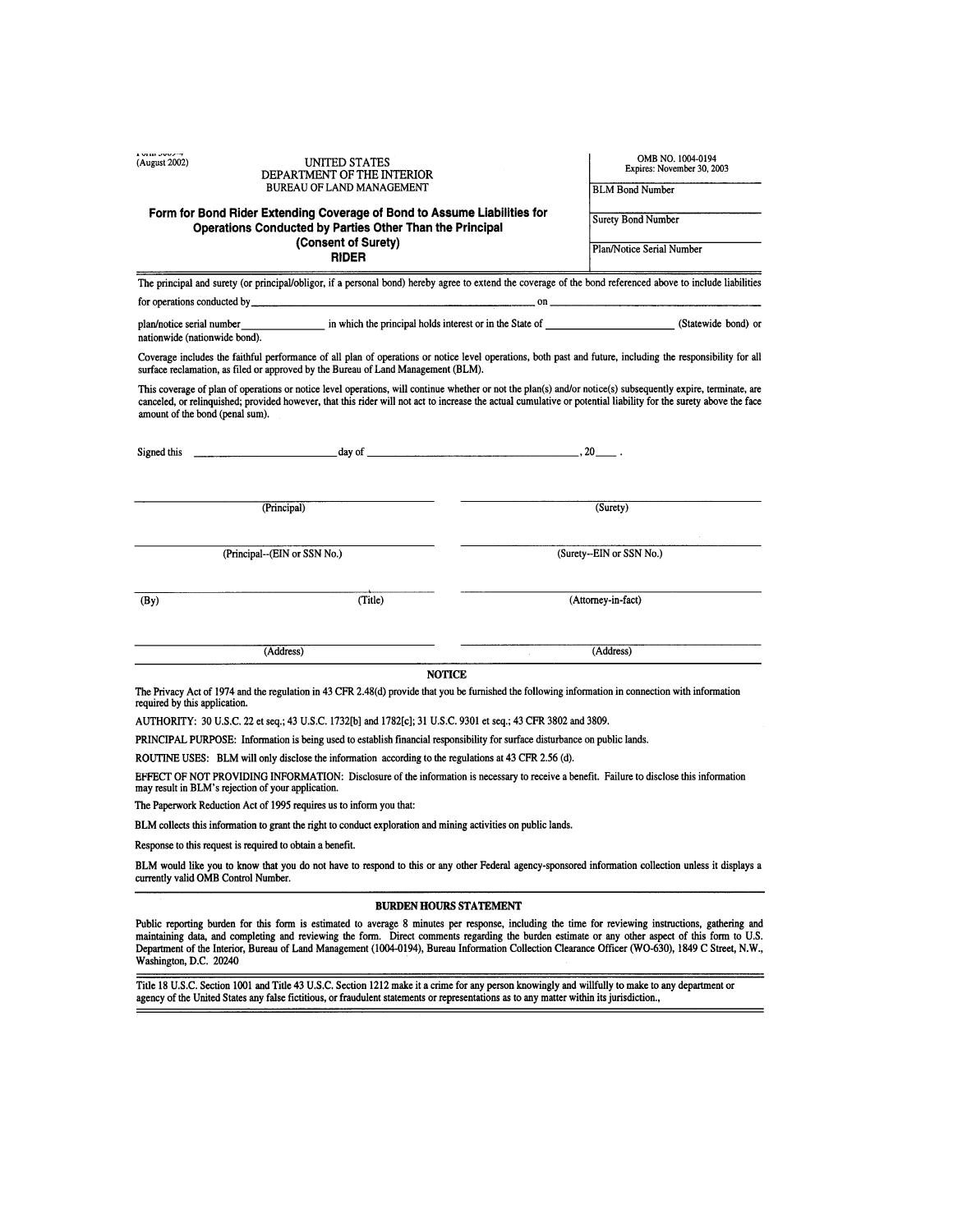Form 3809-4
(August 2002)

UNITED STATES
DEPARTMENT OF THE INTERIOR
BUREAU OF LAND MANAGEMENT

OMB NO. 1004-0194
Expires: November 30, 2003

BLM Bond Number

Surety Bond Number

Plan/Notice Serial Number

## Form for Bond Rider Extending Coverage of Bond to Assume Liabilities for Operations Conducted by Parties Other Than the Principal (Consent of Surety) RIDER

The principal and surety (or principal/obligor, if a personal bond) hereby agree to extend the coverage of the bond referenced above to include liabilities for operations conducted by ______________________________ on ______________________________

plan/notice serial number ______________ in which the principal holds interest or in the State of ______________________ (Statewide bond) or nationwide (nationwide bond).

Coverage includes the faithful performance of all plan of operations or notice level operations, both past and future, including the responsibility for all surface reclamation, as filed or approved by the Bureau of Land Management (BLM).

This coverage of plan of operations or notice level operations, will continue whether or not the plan(s) and/or notice(s) subsequently expire, terminate, are canceled, or relinquished; provided however, that this rider will not act to increase the actual cumulative or potential liability for the surety above the face amount of the bond (penal sum).

Signed this ______________________ day of ______________________________________, 20____ .

______________________________ (Principal) ______________________________ (Surety)

______________________________ (Principal--(EIN or SSN No.) ______________________________ (Surety--EIN or SSN No.)

______________________________ (By) (Title) ______________________________ (Attorney-in-fact)

______________________________ (Address) ______________________________ (Address)

### NOTICE

The Privacy Act of 1974 and the regulation in 43 CFR 2.48(d) provide that you be furnished the following information in connection with information required by this application.

AUTHORITY: 30 U.S.C. 22 et seq.; 43 U.S.C. 1732[b] and 1782[c]; 31 U.S.C. 9301 et seq.; 43 CFR 3802 and 3809.

PRINCIPAL PURPOSE: Information is being used to establish financial responsibility for surface disturbance on public lands.

ROUTINE USES: BLM will only disclose the information according to the regulations at 43 CFR 2.56 (d).

EFFECT OF NOT PROVIDING INFORMATION: Disclosure of the information is necessary to receive a benefit. Failure to disclose this information may result in BLM's rejection of your application.

The Paperwork Reduction Act of 1995 requires us to inform you that:

BLM collects this information to grant the right to conduct exploration and mining activities on public lands.

Response to this request is required to obtain a benefit.

BLM would like you to know that you do not have to respond to this or any other Federal agency-sponsored information collection unless it displays a currently valid OMB Control Number.

### BURDEN HOURS STATEMENT

Public reporting burden for this form is estimated to average 8 minutes per response, including the time for reviewing instructions, gathering and maintaining data, and completing and reviewing the form. Direct comments regarding the burden estimate or any other aspect of this form to U.S. Department of the Interior, Bureau of Land Management (1004-0194), Bureau Information Collection Clearance Officer (WO-630), 1849 C Street, N.W., Washington, D.C. 20240

Title 18 U.S.C. Section 1001 and Title 43 U.S.C. Section 1212 make it a crime for any person knowingly and willfully to make to any department or agency of the United States any false fictitious, or fraudulent statements or representations as to any matter within its jurisdiction.,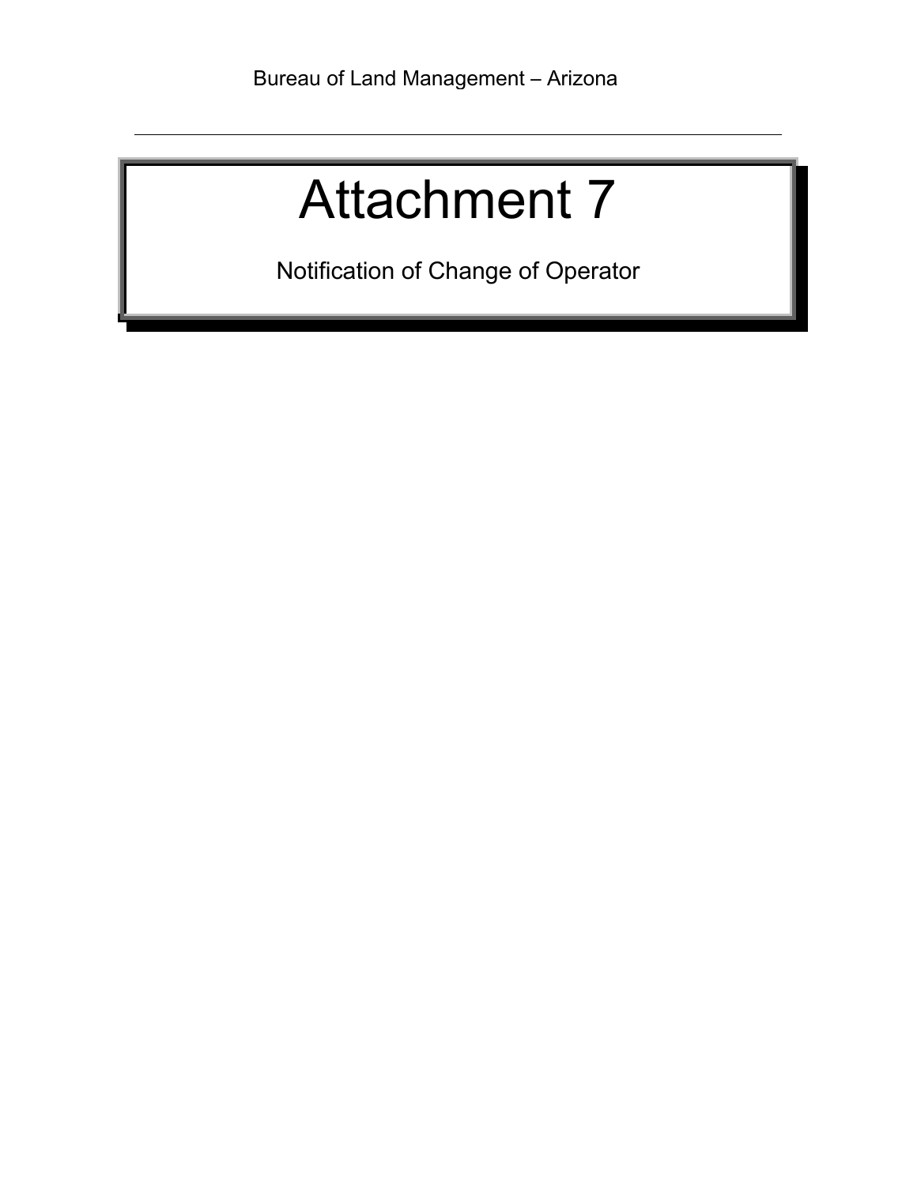# Attachment 7

Notification of Change of Operator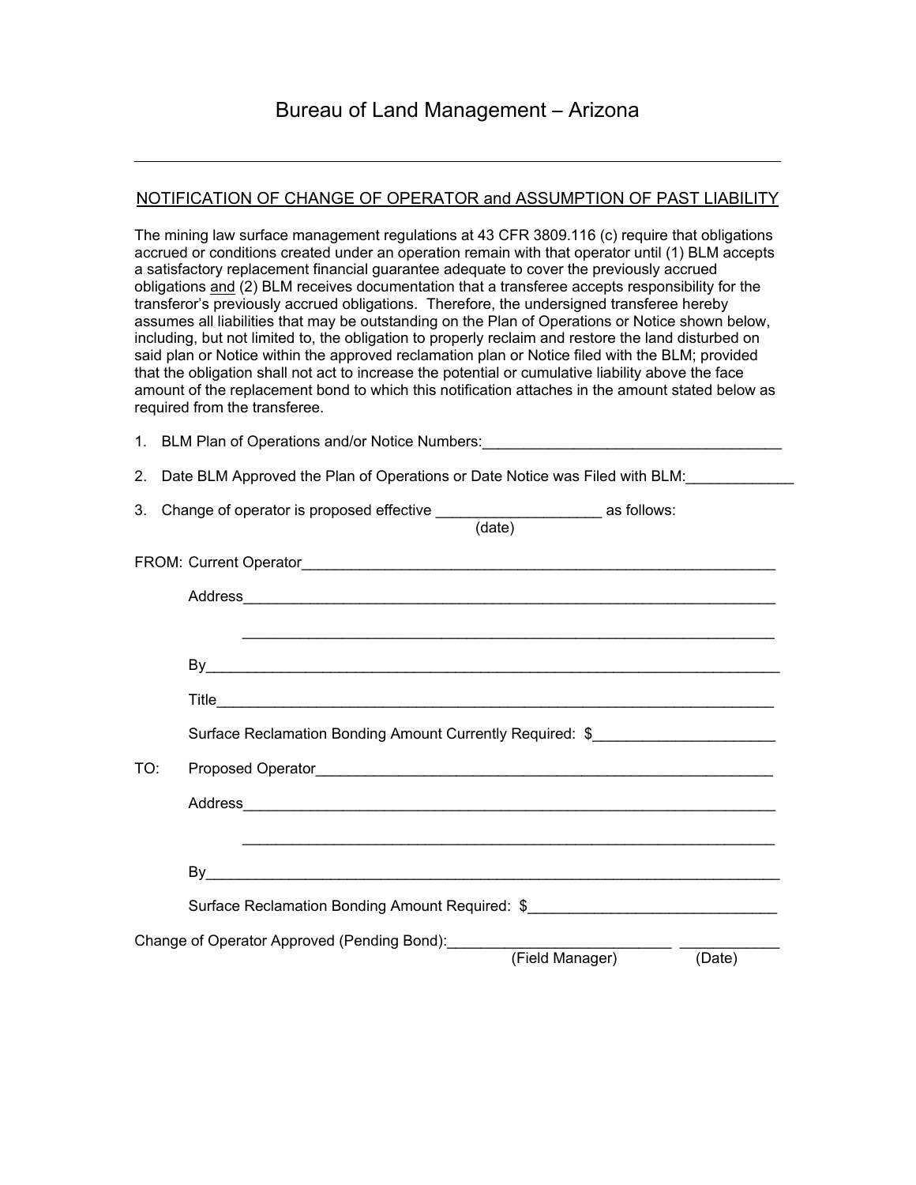# Bureau of Land Management – Arizona

---

## NOTIFICATION OF CHANGE OF OPERATOR and ASSUMPTION OF PAST LIABILITY

The mining law surface management regulations at 43 CFR 3809.116 (c) require that obligations accrued or conditions created under an operation remain with that operator until (1) BLM accepts a satisfactory replacement financial guarantee adequate to cover the previously accrued obligations and (2) BLM receives documentation that a transferee accepts responsibility for the transferor's previously accrued obligations. Therefore, the undersigned transferee hereby assumes all liabilities that may be outstanding on the Plan of Operations or Notice shown below, including, but not limited to, the obligation to properly reclaim and restore the land disturbed on said plan or Notice within the approved reclamation plan or Notice filed with the BLM; provided that the obligation shall not act to increase the potential or cumulative liability above the face amount of the replacement bond to which this notification attaches in the amount stated below as required from the transferee.

1. BLM Plan of Operations and/or Notice Numbers:_____________________________________

2. Date BLM Approved the Plan of Operations or Date Notice was Filed with BLM:____________

3. Change of operator is proposed effective ____________________ (date) as follows:

FROM: Current Operator_____________________________________________________________

Address__________________________________________________________________

__________________________________________________________________

By_______________________________________________________________________

Title______________________________________________________________________

Surface Reclamation Bonding Amount Currently Required: $_____________________

TO: Proposed Operator___________________________________________________________

Address__________________________________________________________________

__________________________________________________________________

By_______________________________________________________________________

Surface Reclamation Bonding Amount Required: $_____________________________

Change of Operator Approved (Pending Bond):___________________________ ____________

(Field Manager) (Date)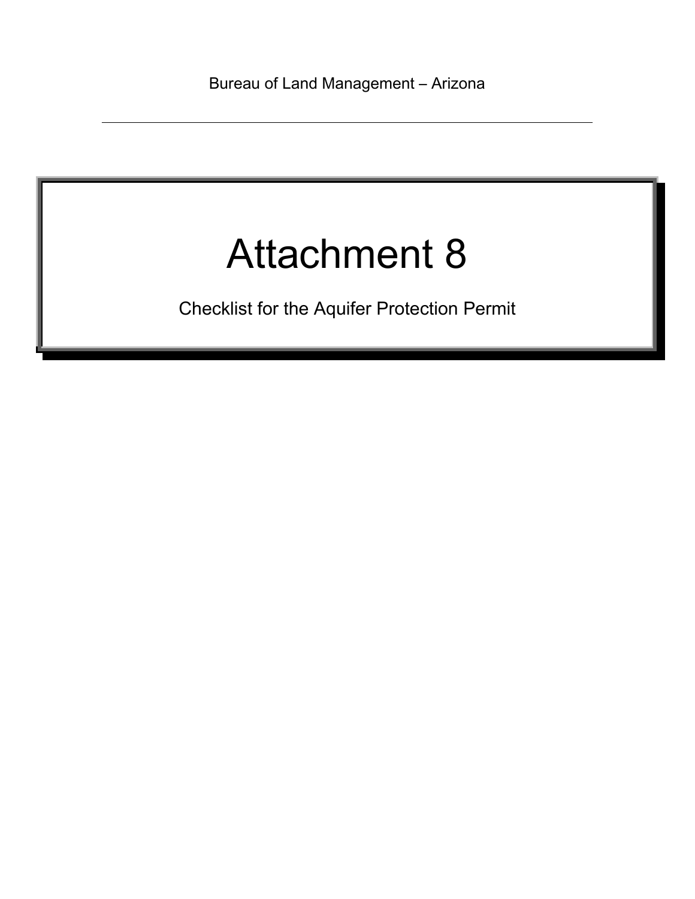Bureau of Land Management – Arizona

# Attachment 8

Checklist for the Aquifer Protection Permit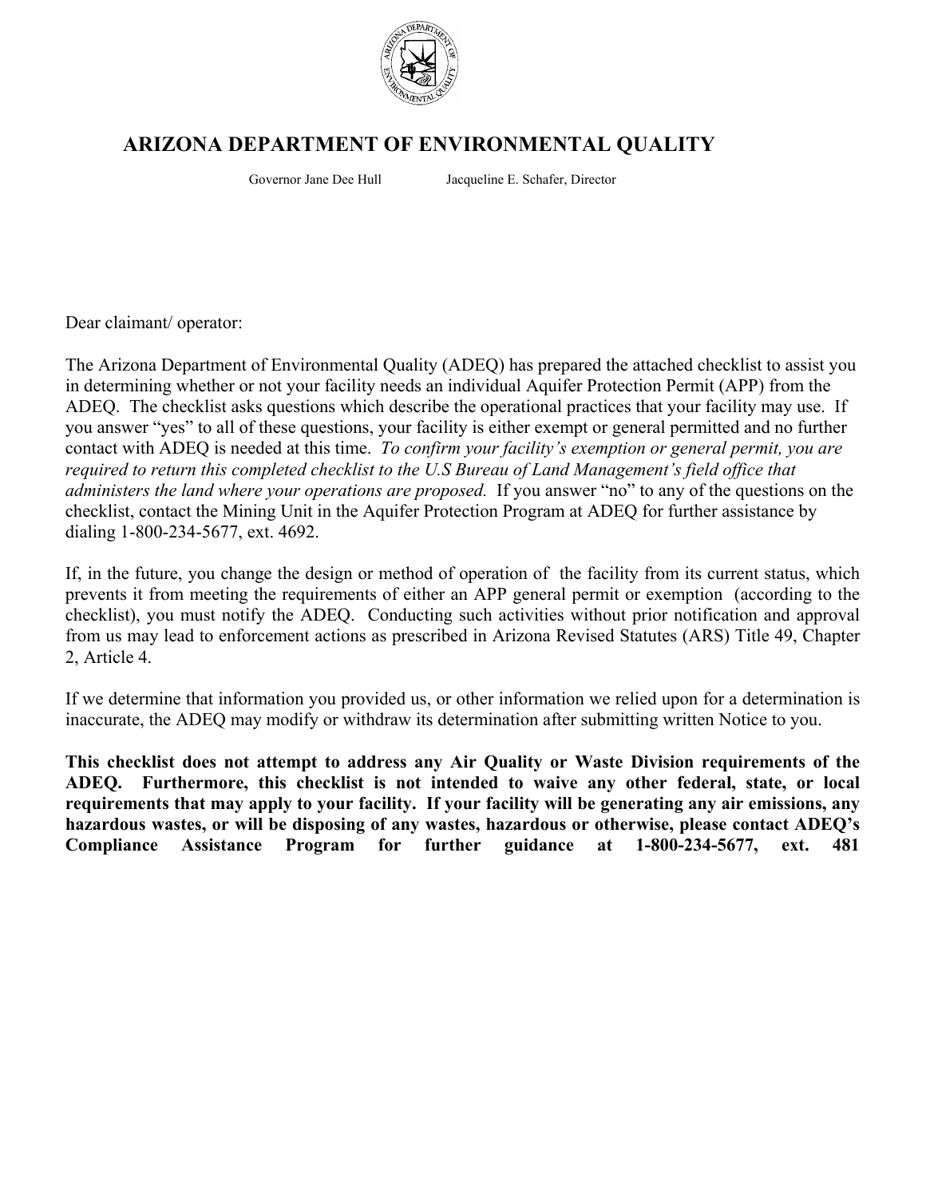# ARIZONA DEPARTMENT OF ENVIRONMENTAL QUALITY

Governor Jane Dee Hull Jacqueline E. Schafer, Director

Dear claimant/ operator:

The Arizona Department of Environmental Quality (ADEQ) has prepared the attached checklist to assist you in determining whether or not your facility needs an individual Aquifer Protection Permit (APP) from the ADEQ. The checklist asks questions which describe the operational practices that your facility may use. If you answer "yes" to all of these questions, your facility is either exempt or general permitted and no further contact with ADEQ is needed at this time. *To confirm your facility's exemption or general permit, you are required to return this completed checklist to the U.S Bureau of Land Management's field office that administers the land where your operations are proposed.* If you answer "no" to any of the questions on the checklist, contact the Mining Unit in the Aquifer Protection Program at ADEQ for further assistance by dialing 1-800-234-5677, ext. 4692.

If, in the future, you change the design or method of operation of the facility from its current status, which prevents it from meeting the requirements of either an APP general permit or exemption (according to the checklist), you must notify the ADEQ. Conducting such activities without prior notification and approval from us may lead to enforcement actions as prescribed in Arizona Revised Statutes (ARS) Title 49, Chapter 2, Article 4.

If we determine that information you provided us, or other information we relied upon for a determination is inaccurate, the ADEQ may modify or withdraw its determination after submitting written Notice to you.

**This checklist does not attempt to address any Air Quality or Waste Division requirements of the ADEQ. Furthermore, this checklist is not intended to waive any other federal, state, or local requirements that may apply to your facility. If your facility will be generating any air emissions, any hazardous wastes, or will be disposing of any wastes, hazardous or otherwise, please contact ADEQ's Compliance Assistance Program for further guidance at 1-800-234-5677, ext. 481**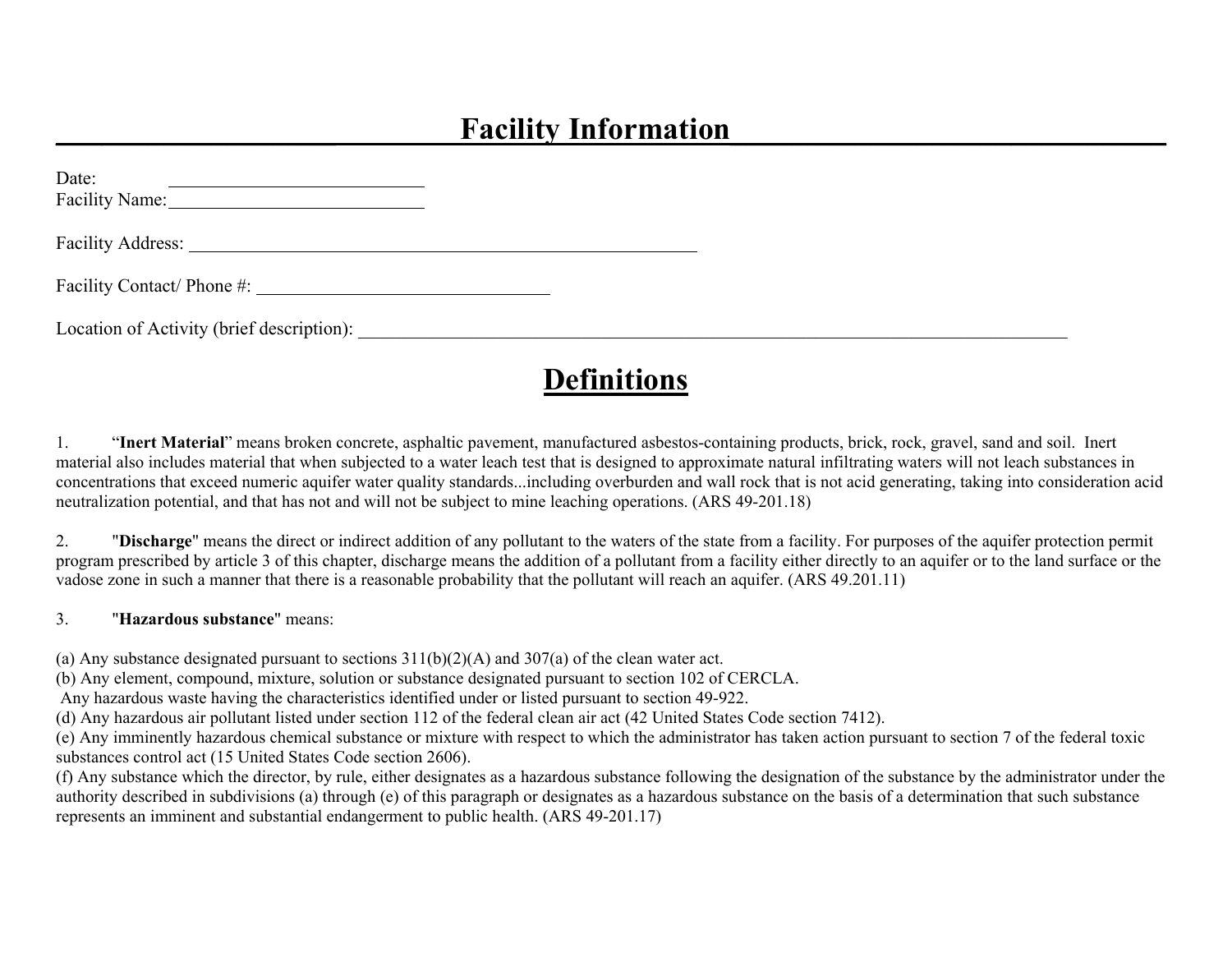# Facility Information

Date: ____________________________

Facility Name: ____________________________

Facility Address: __________________________________________________________

Facility Contact/ Phone #: ________________________________

Location of Activity (brief description): ____________________________________________________________________________________

# Definitions

1. "**Inert Material**" means broken concrete, asphaltic pavement, manufactured asbestos-containing products, brick, rock, gravel, sand and soil. Inert material also includes material that when subjected to a water leach test that is designed to approximate natural infiltrating waters will not leach substances in concentrations that exceed numeric aquifer water quality standards...including overburden and wall rock that is not acid generating, taking into consideration acid neutralization potential, and that has not and will not be subject to mine leaching operations. (ARS 49-201.18)

2. "**Discharge**" means the direct or indirect addition of any pollutant to the waters of the state from a facility. For purposes of the aquifer protection permit program prescribed by article 3 of this chapter, discharge means the addition of a pollutant from a facility either directly to an aquifer or to the land surface or the vadose zone in such a manner that there is a reasonable probability that the pollutant will reach an aquifer. (ARS 49.201.11)

3. "**Hazardous substance**" means:

(a) Any substance designated pursuant to sections 311(b)(2)(A) and 307(a) of the clean water act.
(b) Any element, compound, mixture, solution or substance designated pursuant to section 102 of CERCLA.
Any hazardous waste having the characteristics identified under or listed pursuant to section 49-922.
(d) Any hazardous air pollutant listed under section 112 of the federal clean air act (42 United States Code section 7412).
(e) Any imminently hazardous chemical substance or mixture with respect to which the administrator has taken action pursuant to section 7 of the federal toxic substances control act (15 United States Code section 2606).
(f) Any substance which the director, by rule, either designates as a hazardous substance following the designation of the substance by the administrator under the authority described in subdivisions (a) through (e) of this paragraph or designates as a hazardous substance on the basis of a determination that such substance represents an imminent and substantial endangerment to public health. (ARS 49-201.17)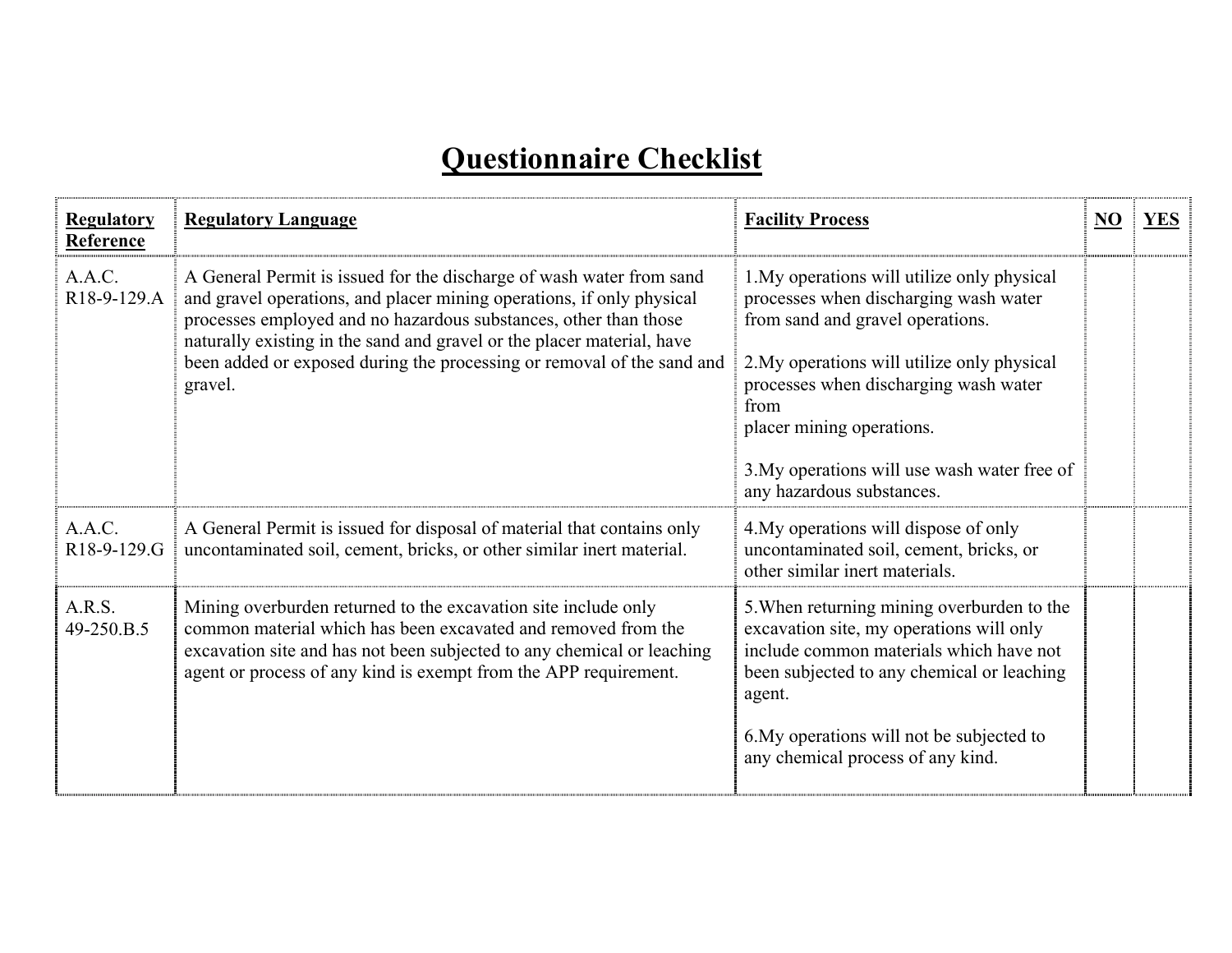# Questionnaire Checklist

| Regulatory Reference | Regulatory Language | Facility Process | NO | YES |
|---|---|---|---|---|
| A.A.C. R18-9-129.A | A General Permit is issued for the discharge of wash water from sand and gravel operations, and placer mining operations, if only physical processes employed and no hazardous substances, other than those naturally existing in the sand and gravel or the placer material, have been added or exposed during the processing or removal of the sand and gravel. | 1.My operations will utilize only physical processes when discharging wash water from sand and gravel operations.<br><br>2.My operations will utilize only physical processes when discharging wash water from placer mining operations.<br><br>3.My operations will use wash water free of any hazardous substances. | | |
| A.A.C. R18-9-129.G | A General Permit is issued for disposal of material that contains only uncontaminated soil, cement, bricks, or other similar inert material. | 4.My operations will dispose of only uncontaminated soil, cement, bricks, or other similar inert materials. | | |
| A.R.S. 49-250.B.5 | Mining overburden returned to the excavation site include only common material which has been excavated and removed from the excavation site and has not been subjected to any chemical or leaching agent or process of any kind is exempt from the APP requirement. | 5.When returning mining overburden to the excavation site, my operations will only include common materials which have not been subjected to any chemical or leaching agent.<br><br>6.My operations will not be subjected to any chemical process of any kind. | | |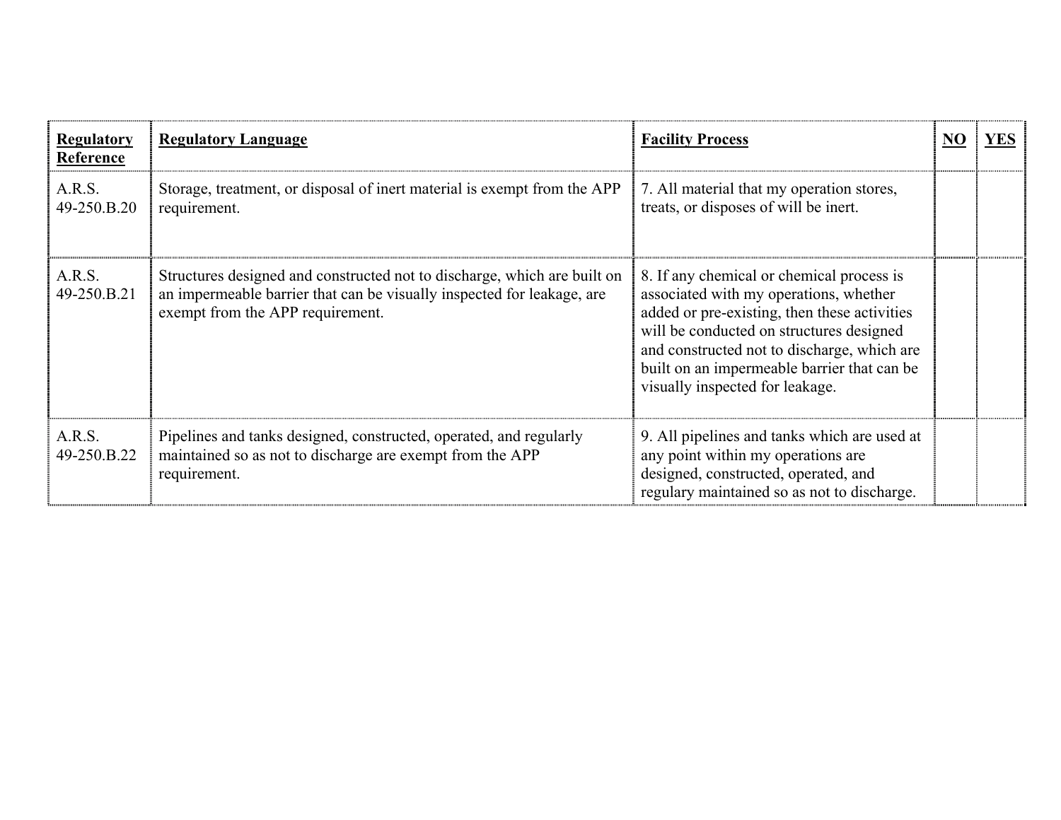| Regulatory Reference | Regulatory Language | Facility Process | NO | YES |
|---|---|---|---|---|
| A.R.S. 49-250.B.20 | Storage, treatment, or disposal of inert material is exempt from the APP requirement. | 7. All material that my operation stores, treats, or disposes of will be inert. | | |
| A.R.S. 49-250.B.21 | Structures designed and constructed not to discharge, which are built on an impermeable barrier that can be visually inspected for leakage, are exempt from the APP requirement. | 8. If any chemical or chemical process is associated with my operations, whether added or pre-existing, then these activities will be conducted on structures designed and constructed not to discharge, which are built on an impermeable barrier that can be visually inspected for leakage. | | |
| A.R.S. 49-250.B.22 | Pipelines and tanks designed, constructed, operated, and regularly maintained so as not to discharge are exempt from the APP requirement. | 9. All pipelines and tanks which are used at any point within my operations are designed, constructed, operated, and regulary maintained so as not to discharge. | | |